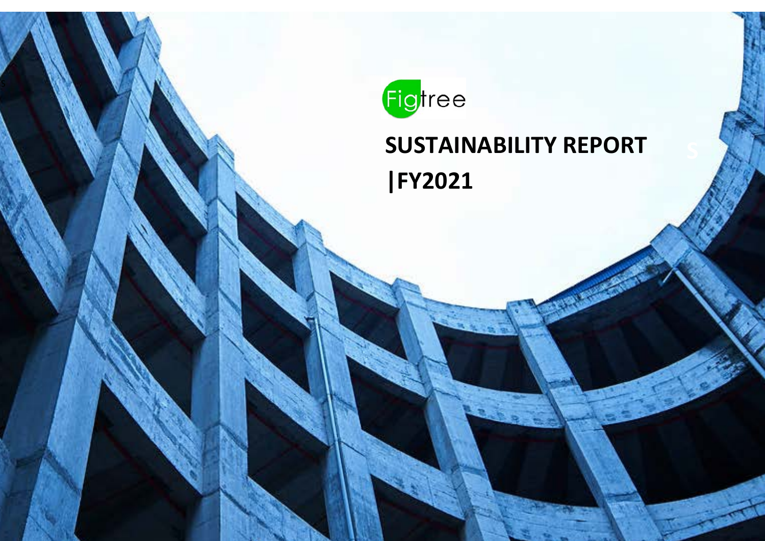Figtree

# SUSTAINABILITY REPORT

# |FY2021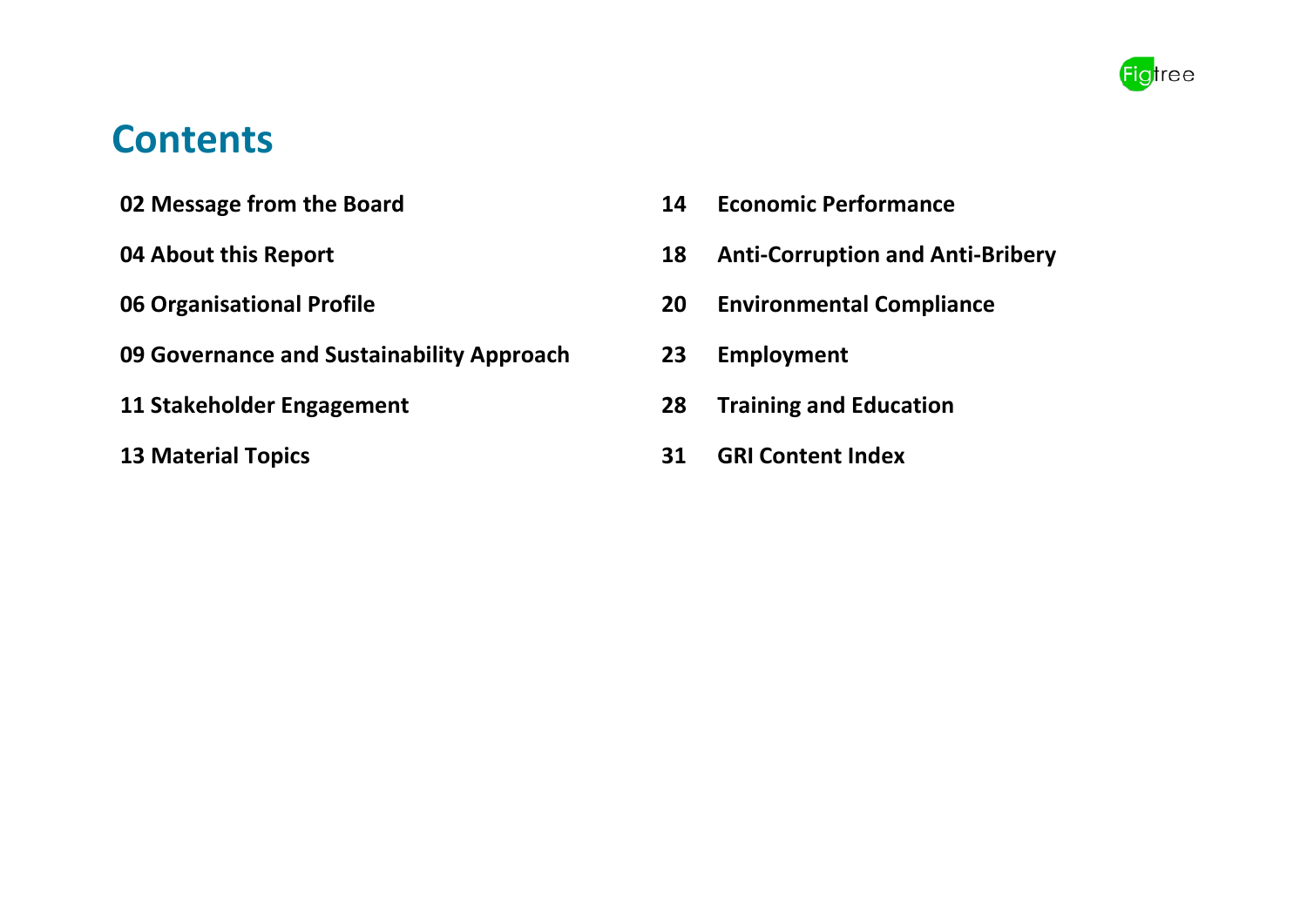# Contents

**02 Message from the Board**

**04 About this Report**

**06 Organisational Profile**

**09 Governance and Sustainability Approach**

**11 Stakeholder Engagement**

**13 Material Topics**

**14 Economic Performance**

**18 Anti-Corruption and Anti-Bribery**

**20 Environmental Compliance**

**23 Employment**

**28 Training and Education**

**31 GRI Content Index**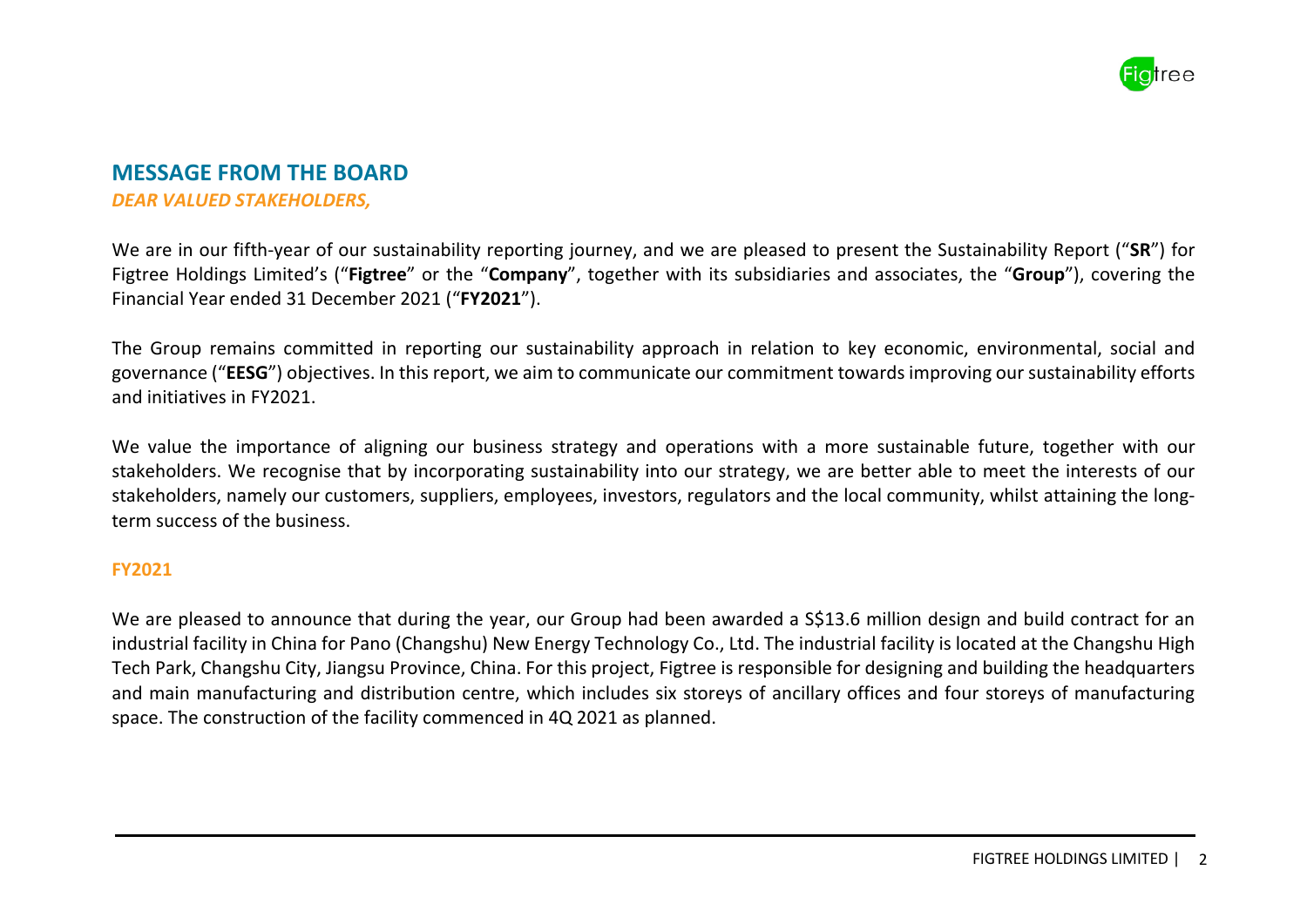## MESSAGE FROM THE BOARD

***DEAR VALUED STAKEHOLDERS,***

We are in our fifth-year of our sustainability reporting journey, and we are pleased to present the Sustainability Report ("**SR**") for Figtree Holdings Limited's ("**Figtree**" or the "**Company**", together with its subsidiaries and associates, the "**Group**"), covering the Financial Year ended 31 December 2021 ("**FY2021**").

The Group remains committed in reporting our sustainability approach in relation to key economic, environmental, social and governance ("**EESG**") objectives. In this report, we aim to communicate our commitment towards improving our sustainability efforts and initiatives in FY2021.

We value the importance of aligning our business strategy and operations with a more sustainable future, together with our stakeholders. We recognise that by incorporating sustainability into our strategy, we are better able to meet the interests of our stakeholders, namely our customers, suppliers, employees, investors, regulators and the local community, whilst attaining the long-term success of the business.

### FY2021

We are pleased to announce that during the year, our Group had been awarded a S$13.6 million design and build contract for an industrial facility in China for Pano (Changshu) New Energy Technology Co., Ltd. The industrial facility is located at the Changshu High Tech Park, Changshu City, Jiangsu Province, China. For this project, Figtree is responsible for designing and building the headquarters and main manufacturing and distribution centre, which includes six storeys of ancillary offices and four storeys of manufacturing space. The construction of the facility commenced in 4Q 2021 as planned.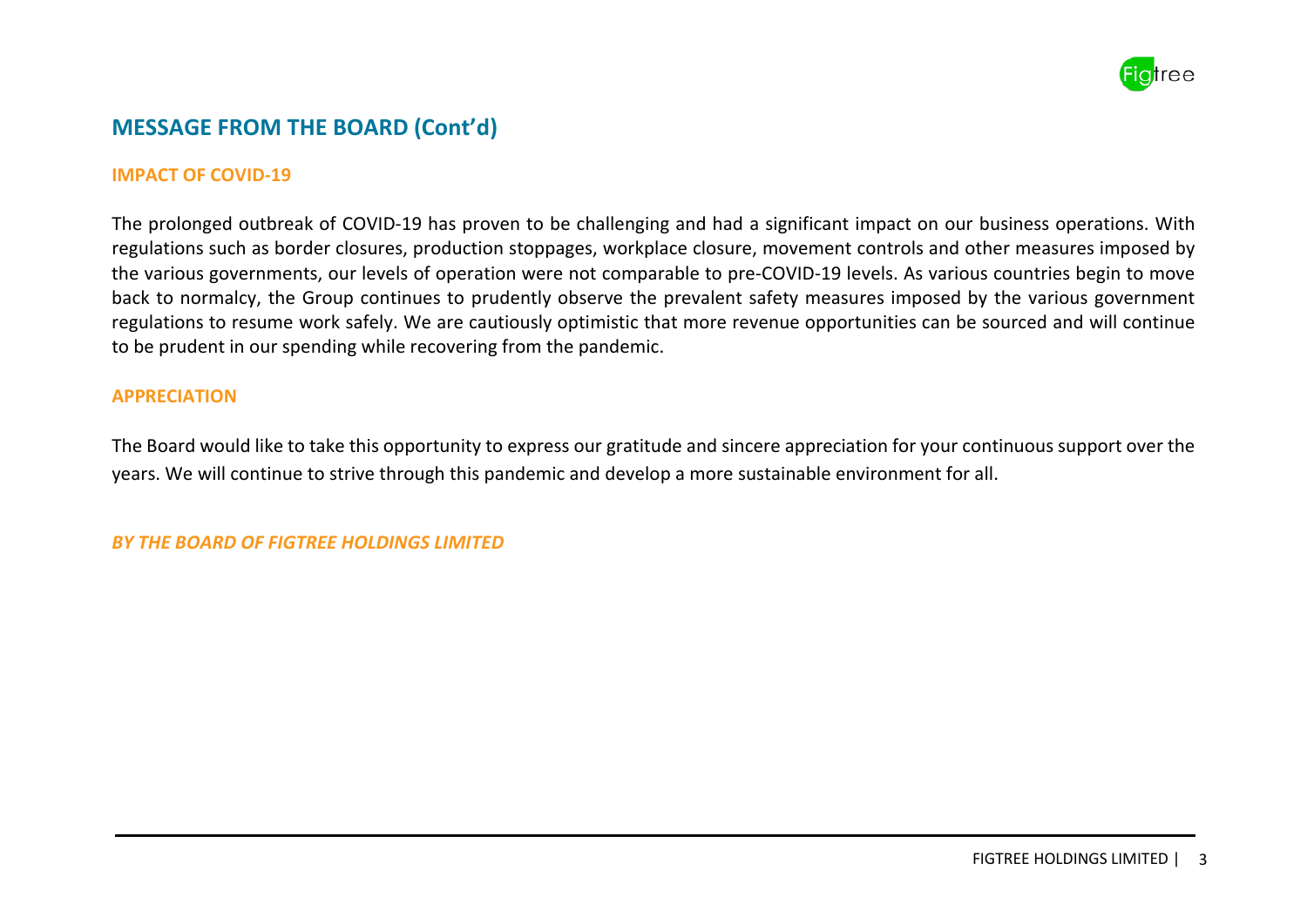## MESSAGE FROM THE BOARD (Cont'd)

### IMPACT OF COVID-19

The prolonged outbreak of COVID-19 has proven to be challenging and had a significant impact on our business operations. With regulations such as border closures, production stoppages, workplace closure, movement controls and other measures imposed by the various governments, our levels of operation were not comparable to pre-COVID-19 levels. As various countries begin to move back to normalcy, the Group continues to prudently observe the prevalent safety measures imposed by the various government regulations to resume work safely. We are cautiously optimistic that more revenue opportunities can be sourced and will continue to be prudent in our spending while recovering from the pandemic.

### APPRECIATION

The Board would like to take this opportunity to express our gratitude and sincere appreciation for your continuous support over the years. We will continue to strive through this pandemic and develop a more sustainable environment for all.

***BY THE BOARD OF FIGTREE HOLDINGS LIMITED***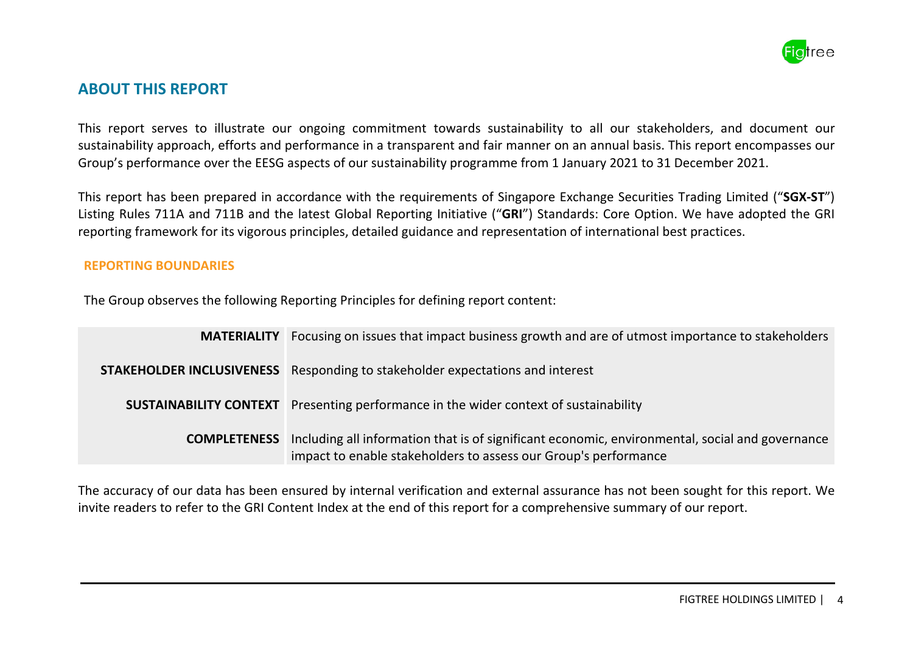## ABOUT THIS REPORT

This report serves to illustrate our ongoing commitment towards sustainability to all our stakeholders, and document our sustainability approach, efforts and performance in a transparent and fair manner on an annual basis. This report encompasses our Group's performance over the EESG aspects of our sustainability programme from 1 January 2021 to 31 December 2021.

This report has been prepared in accordance with the requirements of Singapore Exchange Securities Trading Limited ("**SGX-ST**") Listing Rules 711A and 711B and the latest Global Reporting Initiative ("**GRI**") Standards: Core Option. We have adopted the GRI reporting framework for its vigorous principles, detailed guidance and representation of international best practices.

### REPORTING BOUNDARIES

The Group observes the following Reporting Principles for defining report content:

| | |
|---|---|
| **MATERIALITY** | Focusing on issues that impact business growth and are of utmost importance to stakeholders |
| **STAKEHOLDER INCLUSIVENESS** | Responding to stakeholder expectations and interest |
| **SUSTAINABILITY CONTEXT** | Presenting performance in the wider context of sustainability |
| **COMPLETENESS** | Including all information that is of significant economic, environmental, social and governance impact to enable stakeholders to assess our Group's performance |

The accuracy of our data has been ensured by internal verification and external assurance has not been sought for this report. We invite readers to refer to the GRI Content Index at the end of this report for a comprehensive summary of our report.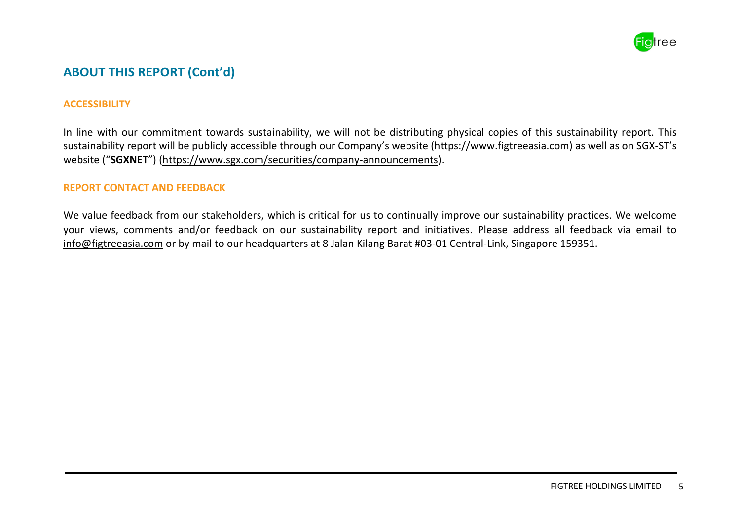## ABOUT THIS REPORT (Cont'd)

### ACCESSIBILITY

In line with our commitment towards sustainability, we will not be distributing physical copies of this sustainability report. This sustainability report will be publicly accessible through our Company's website (https://www.figtreeasia.com) as well as on SGX-ST's website ("**SGXNET**") (https://www.sgx.com/securities/company-announcements).

### REPORT CONTACT AND FEEDBACK

We value feedback from our stakeholders, which is critical for us to continually improve our sustainability practices. We welcome your views, comments and/or feedback on our sustainability report and initiatives. Please address all feedback via email to info@figtreeasia.com or by mail to our headquarters at 8 Jalan Kilang Barat #03-01 Central-Link, Singapore 159351.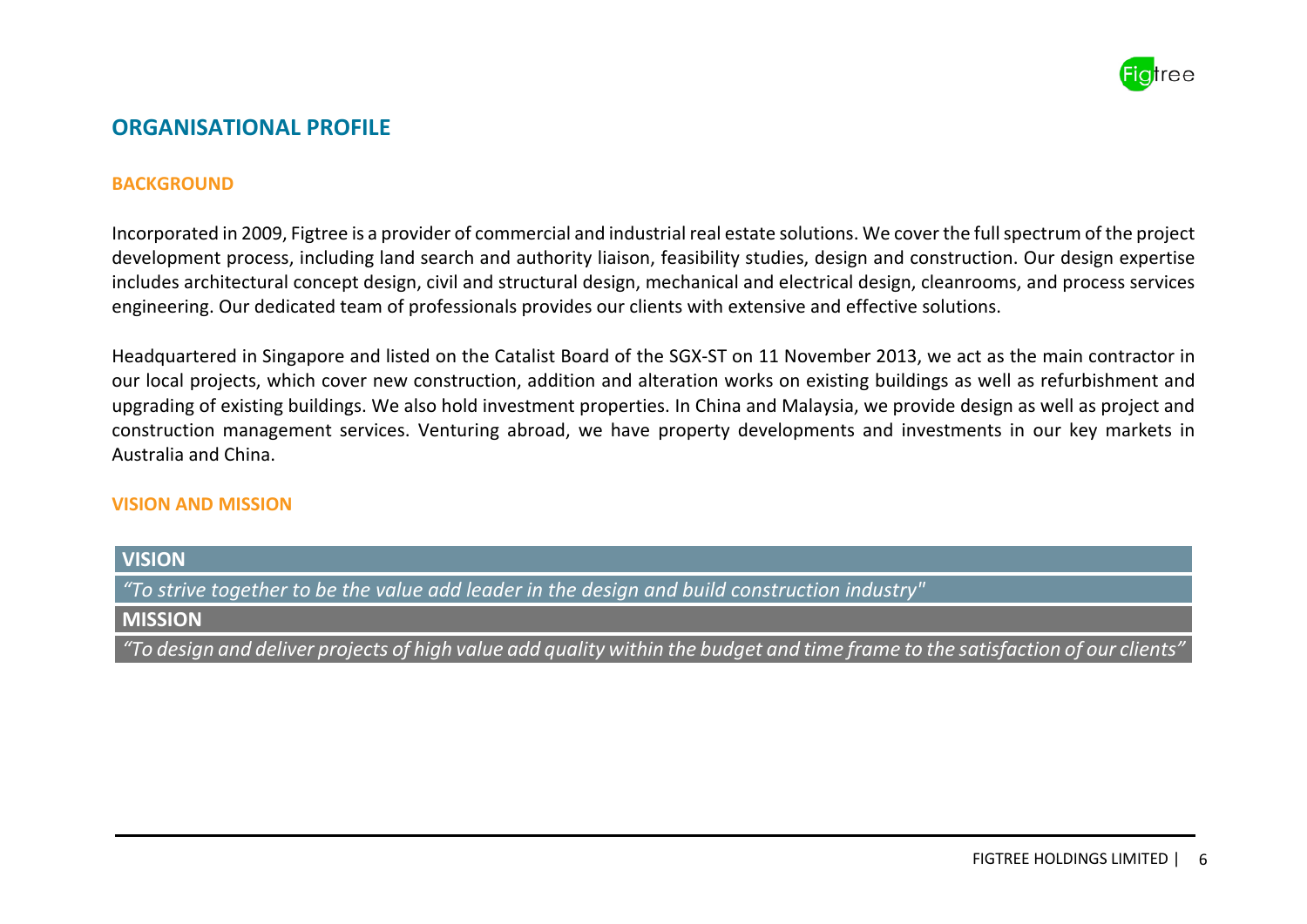## ORGANISATIONAL PROFILE

### BACKGROUND

Incorporated in 2009, Figtree is a provider of commercial and industrial real estate solutions. We cover the full spectrum of the project development process, including land search and authority liaison, feasibility studies, design and construction. Our design expertise includes architectural concept design, civil and structural design, mechanical and electrical design, cleanrooms, and process services engineering. Our dedicated team of professionals provides our clients with extensive and effective solutions.

Headquartered in Singapore and listed on the Catalist Board of the SGX-ST on 11 November 2013, we act as the main contractor in our local projects, which cover new construction, addition and alteration works on existing buildings as well as refurbishment and upgrading of existing buildings. We also hold investment properties. In China and Malaysia, we provide design as well as project and construction management services. Venturing abroad, we have property developments and investments in our key markets in Australia and China.

### VISION AND MISSION

| VISION |
| --- |
| *"To strive together to be the value add leader in the design and build construction industry"* |
| **MISSION** |
| *"To design and deliver projects of high value add quality within the budget and time frame to the satisfaction of our clients"* |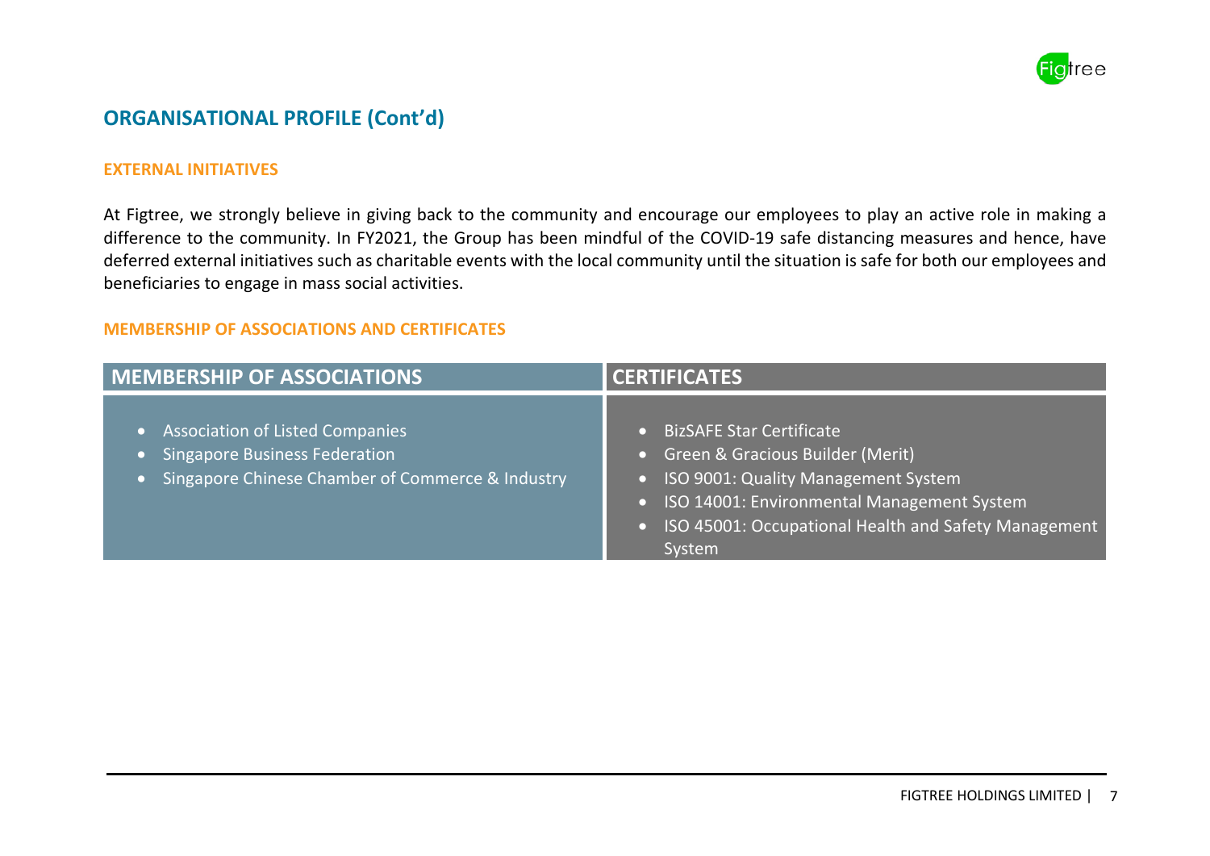## ORGANISATIONAL PROFILE (Cont'd)

### EXTERNAL INITIATIVES

At Figtree, we strongly believe in giving back to the community and encourage our employees to play an active role in making a difference to the community. In FY2021, the Group has been mindful of the COVID-19 safe distancing measures and hence, have deferred external initiatives such as charitable events with the local community until the situation is safe for both our employees and beneficiaries to engage in mass social activities.

### MEMBERSHIP OF ASSOCIATIONS AND CERTIFICATES

| MEMBERSHIP OF ASSOCIATIONS | CERTIFICATES |
|---|---|
| • Association of Listed Companies<br>• Singapore Business Federation<br>• Singapore Chinese Chamber of Commerce & Industry | • BizSAFE Star Certificate<br>• Green & Gracious Builder (Merit)<br>• ISO 9001: Quality Management System<br>• ISO 14001: Environmental Management System<br>• ISO 45001: Occupational Health and Safety Management System |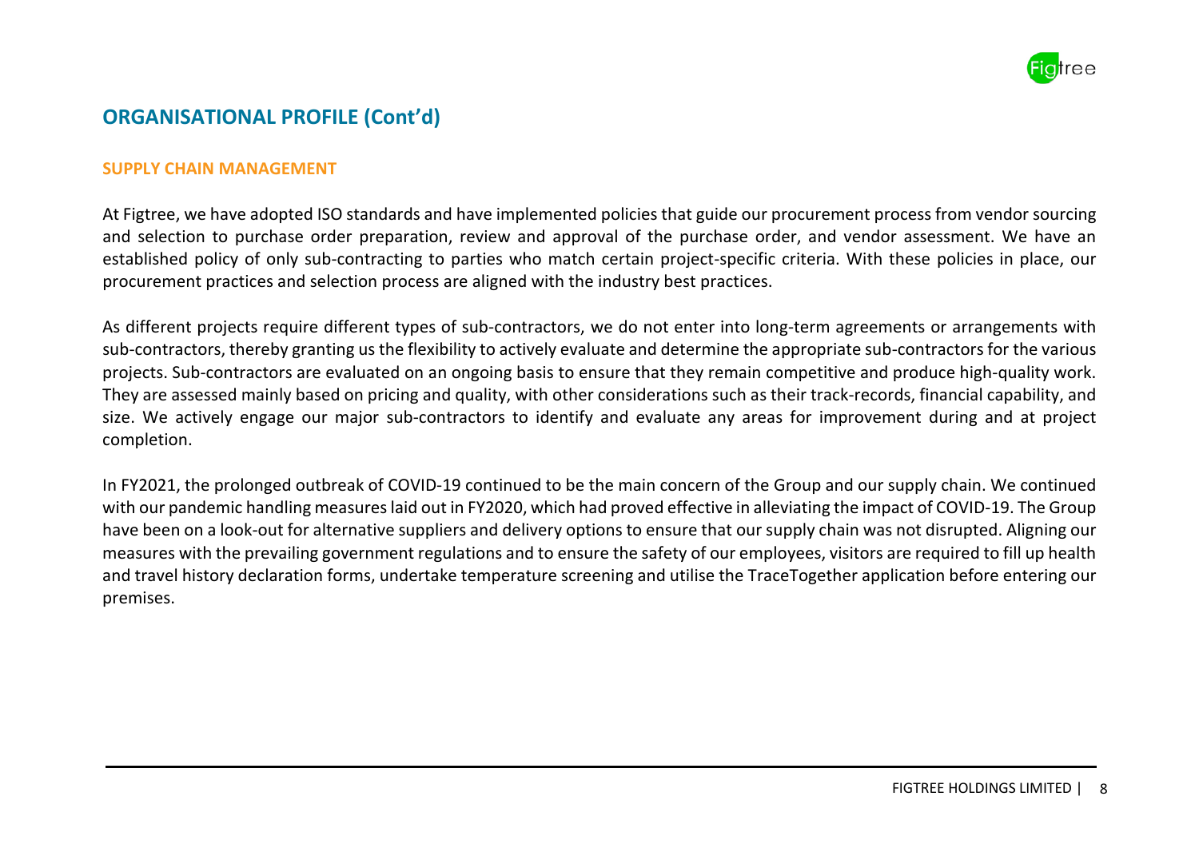## ORGANISATIONAL PROFILE (Cont'd)

### SUPPLY CHAIN MANAGEMENT

At Figtree, we have adopted ISO standards and have implemented policies that guide our procurement process from vendor sourcing and selection to purchase order preparation, review and approval of the purchase order, and vendor assessment. We have an established policy of only sub-contracting to parties who match certain project-specific criteria. With these policies in place, our procurement practices and selection process are aligned with the industry best practices.

As different projects require different types of sub-contractors, we do not enter into long-term agreements or arrangements with sub-contractors, thereby granting us the flexibility to actively evaluate and determine the appropriate sub-contractors for the various projects. Sub-contractors are evaluated on an ongoing basis to ensure that they remain competitive and produce high-quality work. They are assessed mainly based on pricing and quality, with other considerations such as their track-records, financial capability, and size. We actively engage our major sub-contractors to identify and evaluate any areas for improvement during and at project completion.

In FY2021, the prolonged outbreak of COVID-19 continued to be the main concern of the Group and our supply chain. We continued with our pandemic handling measures laid out in FY2020, which had proved effective in alleviating the impact of COVID-19. The Group have been on a look-out for alternative suppliers and delivery options to ensure that our supply chain was not disrupted. Aligning our measures with the prevailing government regulations and to ensure the safety of our employees, visitors are required to fill up health and travel history declaration forms, undertake temperature screening and utilise the TraceTogether application before entering our premises.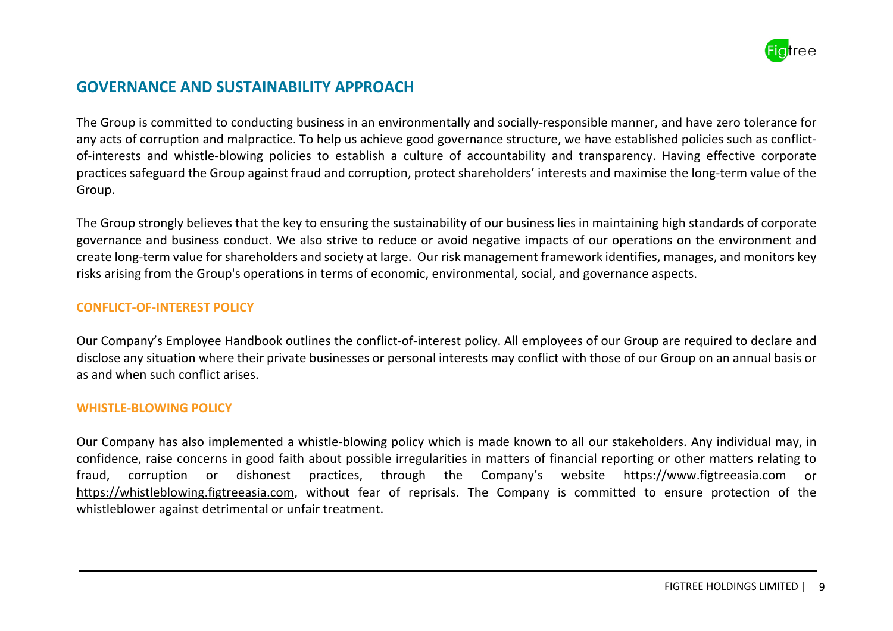## GOVERNANCE AND SUSTAINABILITY APPROACH

The Group is committed to conducting business in an environmentally and socially-responsible manner, and have zero tolerance for any acts of corruption and malpractice. To help us achieve good governance structure, we have established policies such as conflict-of-interests and whistle-blowing policies to establish a culture of accountability and transparency. Having effective corporate practices safeguard the Group against fraud and corruption, protect shareholders' interests and maximise the long-term value of the Group.

The Group strongly believes that the key to ensuring the sustainability of our business lies in maintaining high standards of corporate governance and business conduct. We also strive to reduce or avoid negative impacts of our operations on the environment and create long-term value for shareholders and society at large. Our risk management framework identifies, manages, and monitors key risks arising from the Group's operations in terms of economic, environmental, social, and governance aspects.

### CONFLICT-OF-INTEREST POLICY

Our Company's Employee Handbook outlines the conflict-of-interest policy. All employees of our Group are required to declare and disclose any situation where their private businesses or personal interests may conflict with those of our Group on an annual basis or as and when such conflict arises.

### WHISTLE-BLOWING POLICY

Our Company has also implemented a whistle-blowing policy which is made known to all our stakeholders. Any individual may, in confidence, raise concerns in good faith about possible irregularities in matters of financial reporting or other matters relating to fraud, corruption or dishonest practices, through the Company's website https://www.figtreeasia.com or https://whistleblowing.figtreeasia.com, without fear of reprisals. The Company is committed to ensure protection of the whistleblower against detrimental or unfair treatment.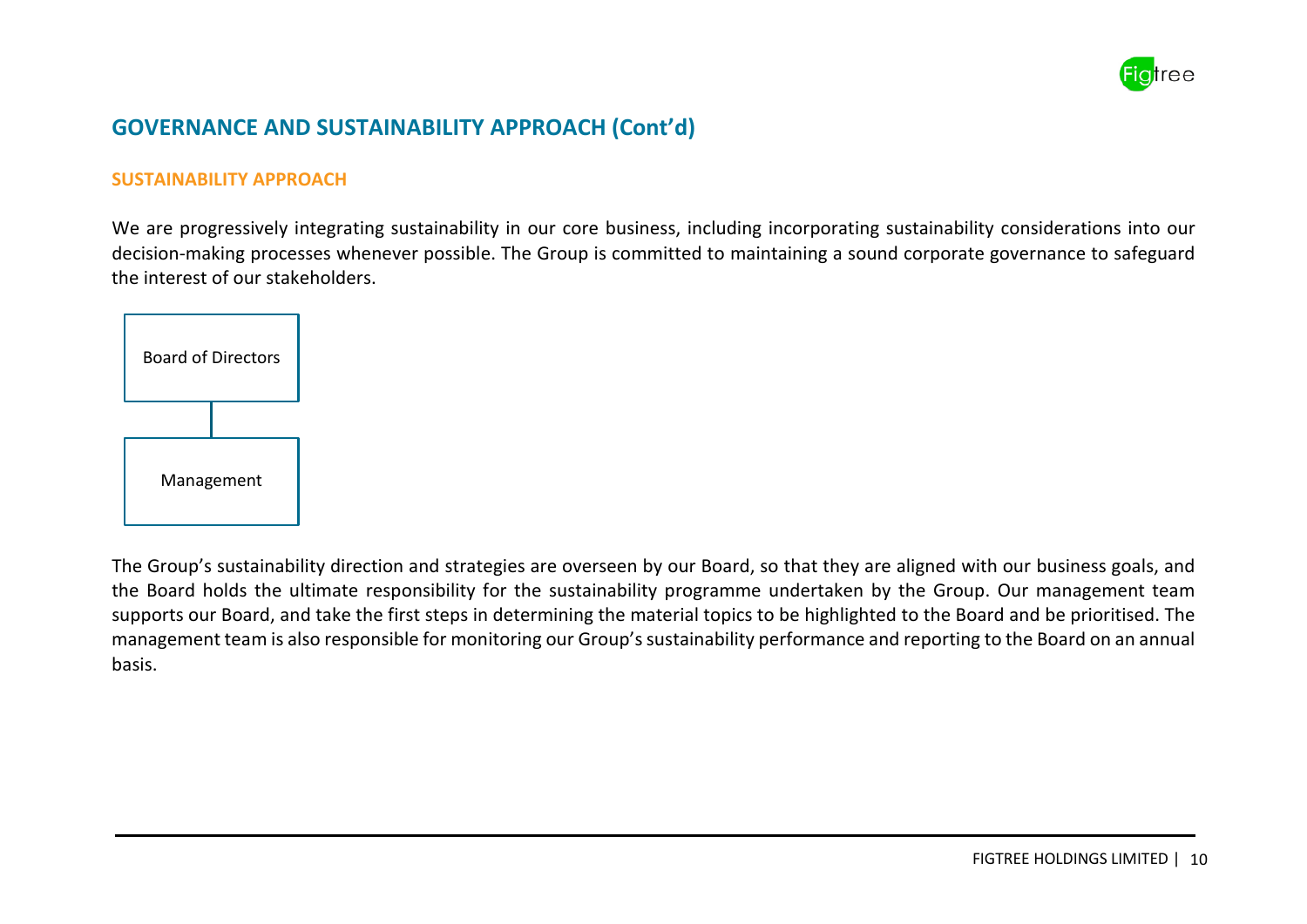## GOVERNANCE AND SUSTAINABILITY APPROACH (Cont'd)

### SUSTAINABILITY APPROACH

We are progressively integrating sustainability in our core business, including incorporating sustainability considerations into our decision-making processes whenever possible. The Group is committed to maintaining a sound corporate governance to safeguard the interest of our stakeholders.

Board of Directors

Management

The Group's sustainability direction and strategies are overseen by our Board, so that they are aligned with our business goals, and the Board holds the ultimate responsibility for the sustainability programme undertaken by the Group. Our management team supports our Board, and take the first steps in determining the material topics to be highlighted to the Board and be prioritised. The management team is also responsible for monitoring our Group's sustainability performance and reporting to the Board on an annual basis.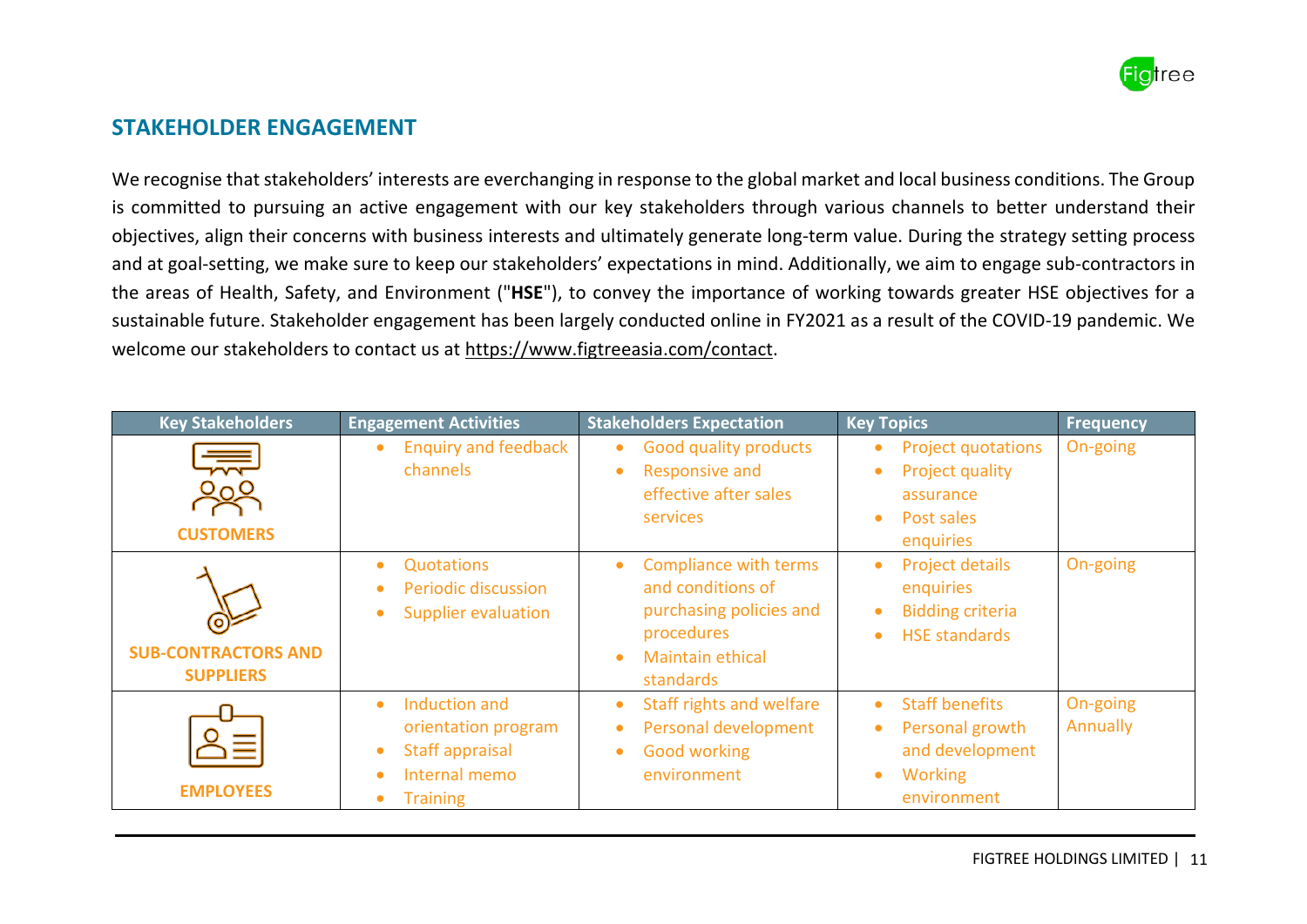## STAKEHOLDER ENGAGEMENT

We recognise that stakeholders' interests are everchanging in response to the global market and local business conditions. The Group is committed to pursuing an active engagement with our key stakeholders through various channels to better understand their objectives, align their concerns with business interests and ultimately generate long-term value. During the strategy setting process and at goal-setting, we make sure to keep our stakeholders' expectations in mind. Additionally, we aim to engage sub-contractors in the areas of Health, Safety, and Environment ("**HSE**"), to convey the importance of working towards greater HSE objectives for a sustainable future. Stakeholder engagement has been largely conducted online in FY2021 as a result of the COVID-19 pandemic. We welcome our stakeholders to contact us at https://www.figtreeasia.com/contact.

| Key Stakeholders | Engagement Activities | Stakeholders Expectation | Key Topics | Frequency |
|---|---|---|---|---|
| CUSTOMERS | • Enquiry and feedback channels | • Good quality products<br>• Responsive and effective after sales services | • Project quotations<br>• Project quality assurance<br>• Post sales enquiries | On-going |
| SUB-CONTRACTORS AND SUPPLIERS | • Quotations<br>• Periodic discussion<br>• Supplier evaluation | • Compliance with terms and conditions of purchasing policies and procedures<br>• Maintain ethical standards | • Project details enquiries<br>• Bidding criteria<br>• HSE standards | On-going |
| EMPLOYEES | • Induction and orientation program<br>• Staff appraisal<br>• Internal memo<br>• Training | • Staff rights and welfare<br>• Personal development<br>• Good working environment | • Staff benefits<br>• Personal growth and development<br>• Working environment | On-going<br>Annually |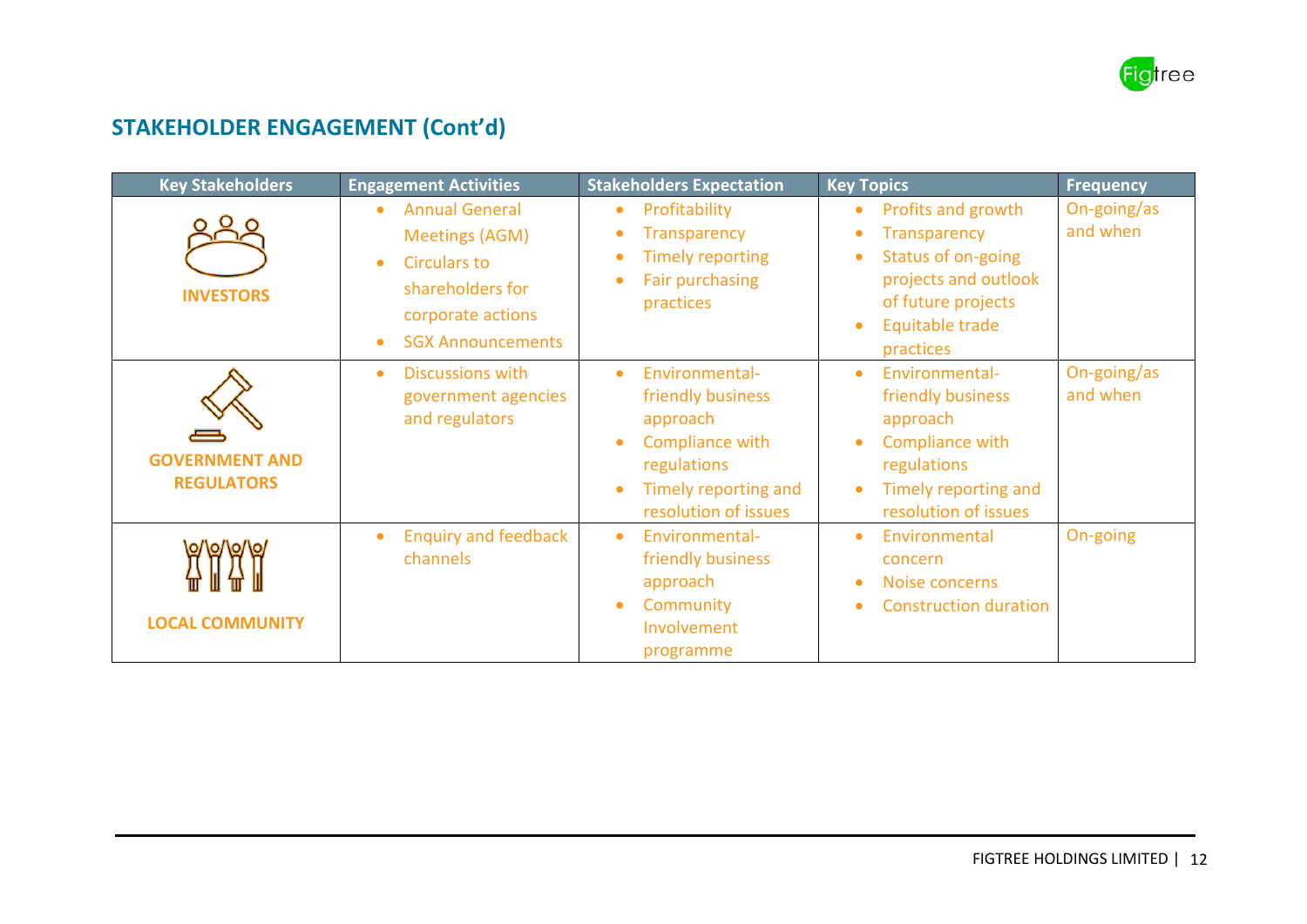## STAKEHOLDER ENGAGEMENT (Cont'd)

| Key Stakeholders | Engagement Activities | Stakeholders Expectation | Key Topics | Frequency |
|---|---|---|---|---|
| **INVESTORS** | • Annual General Meetings (AGM)<br>• Circulars to shareholders for corporate actions<br>• SGX Announcements | • Profitability<br>• Transparency<br>• Timely reporting<br>• Fair purchasing practices | • Profits and growth<br>• Transparency<br>• Status of on-going projects and outlook of future projects<br>• Equitable trade practices | On-going/as and when |
| **GOVERNMENT AND REGULATORS** | • Discussions with government agencies and regulators | • Environmental-friendly business approach<br>• Compliance with regulations<br>• Timely reporting and resolution of issues | • Environmental-friendly business approach<br>• Compliance with regulations<br>• Timely reporting and resolution of issues | On-going/as and when |
| **LOCAL COMMUNITY** | • Enquiry and feedback channels | • Environmental-friendly business approach<br>• Community Involvement programme | • Environmental concern<br>• Noise concerns<br>• Construction duration | On-going |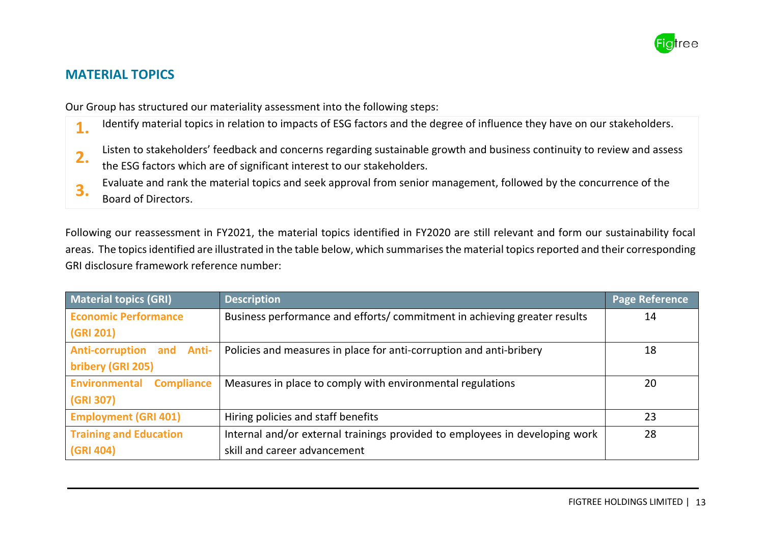## MATERIAL TOPICS

Our Group has structured our materiality assessment into the following steps:

1. Identify material topics in relation to impacts of ESG factors and the degree of influence they have on our stakeholders.
2. Listen to stakeholders' feedback and concerns regarding sustainable growth and business continuity to review and assess the ESG factors which are of significant interest to our stakeholders.
3. Evaluate and rank the material topics and seek approval from senior management, followed by the concurrence of the Board of Directors.

Following our reassessment in FY2021, the material topics identified in FY2020 are still relevant and form our sustainability focal areas. The topics identified are illustrated in the table below, which summarises the material topics reported and their corresponding GRI disclosure framework reference number:

| Material topics (GRI) | Description | Page Reference |
|---|---|---|
| **Economic Performance (GRI 201)** | Business performance and efforts/ commitment in achieving greater results | 14 |
| **Anti-corruption and Anti-bribery (GRI 205)** | Policies and measures in place for anti-corruption and anti-bribery | 18 |
| **Environmental Compliance (GRI 307)** | Measures in place to comply with environmental regulations | 20 |
| **Employment (GRI 401)** | Hiring policies and staff benefits | 23 |
| **Training and Education (GRI 404)** | Internal and/or external trainings provided to employees in developing work skill and career advancement | 28 |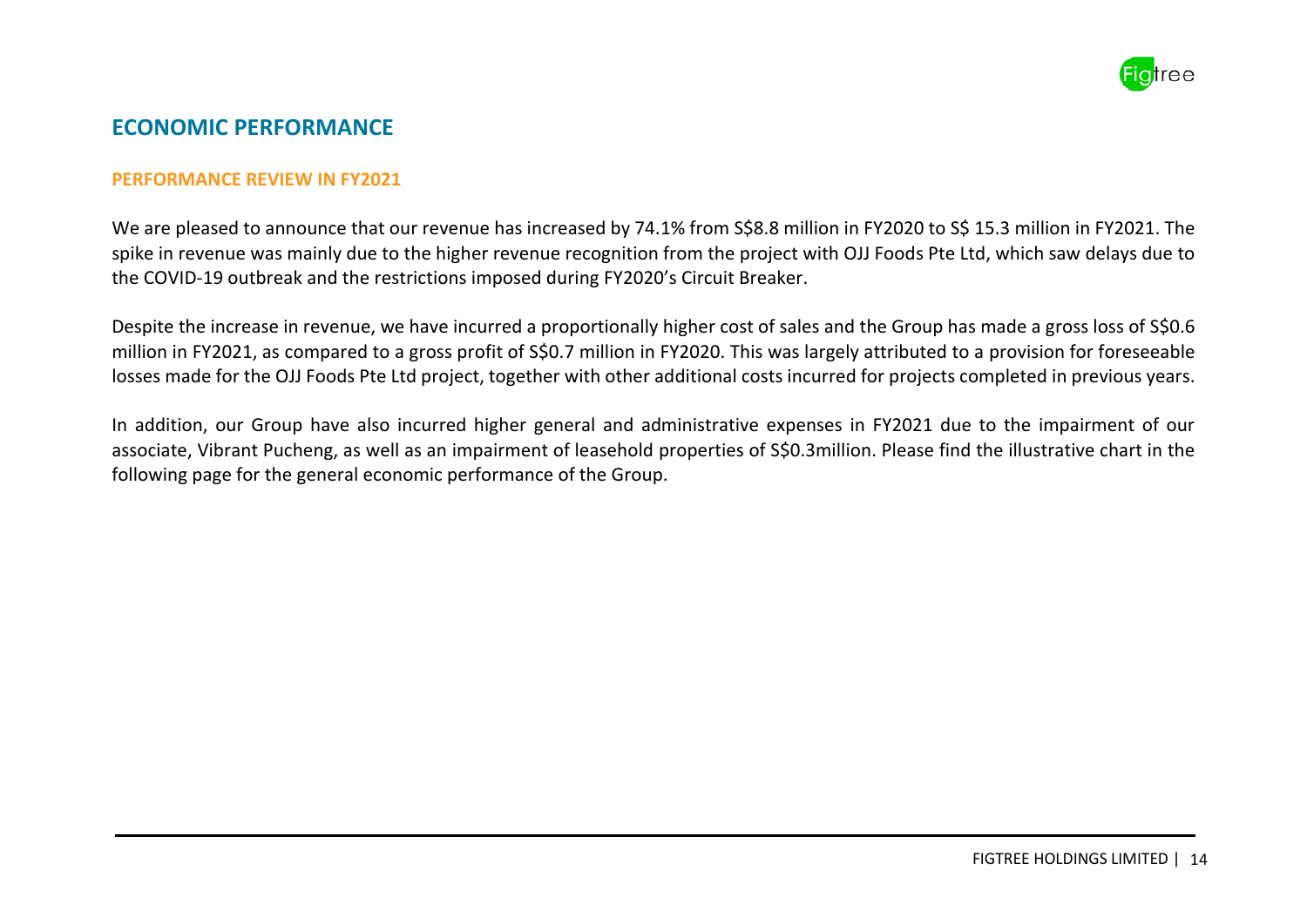# ECONOMIC PERFORMANCE

## PERFORMANCE REVIEW IN FY2021

We are pleased to announce that our revenue has increased by 74.1% from S$8.8 million in FY2020 to S$ 15.3 million in FY2021. The spike in revenue was mainly due to the higher revenue recognition from the project with OJJ Foods Pte Ltd, which saw delays due to the COVID-19 outbreak and the restrictions imposed during FY2020's Circuit Breaker.

Despite the increase in revenue, we have incurred a proportionally higher cost of sales and the Group has made a gross loss of S$0.6 million in FY2021, as compared to a gross profit of S$0.7 million in FY2020. This was largely attributed to a provision for foreseeable losses made for the OJJ Foods Pte Ltd project, together with other additional costs incurred for projects completed in previous years.

In addition, our Group have also incurred higher general and administrative expenses in FY2021 due to the impairment of our associate, Vibrant Pucheng, as well as an impairment of leasehold properties of S$0.3million. Please find the illustrative chart in the following page for the general economic performance of the Group.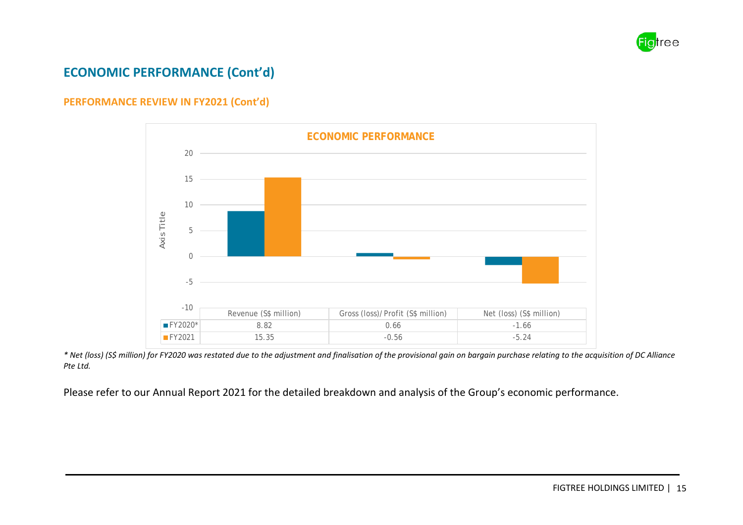## ECONOMIC PERFORMANCE (Cont'd)

### PERFORMANCE REVIEW IN FY2021 (Cont'd)

**ECONOMIC PERFORMANCE**

| | Revenue (S$ million) | Gross (loss)/ Profit (S$ million) | Net (loss) (S$ million) |
|---|---|---|---|
| FY2020* | 8.82 | 0.66 | -1.66 |
| FY2021 | 15.35 | -0.56 | -5.24 |

*\* Net (loss) (S$ million) for FY2020 was restated due to the adjustment and finalisation of the provisional gain on bargain purchase relating to the acquisition of DC Alliance Pte Ltd.*

Please refer to our Annual Report 2021 for the detailed breakdown and analysis of the Group's economic performance.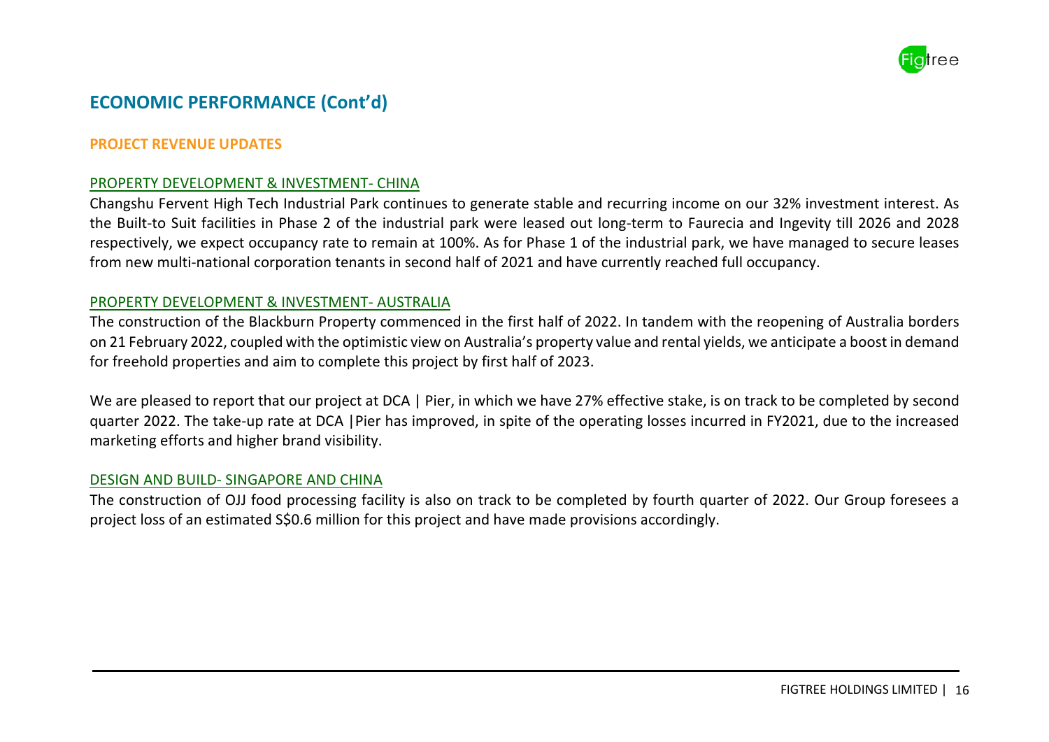## ECONOMIC PERFORMANCE (Cont'd)

### PROJECT REVENUE UPDATES

#### PROPERTY DEVELOPMENT & INVESTMENT- CHINA

Changshu Fervent High Tech Industrial Park continues to generate stable and recurring income on our 32% investment interest. As the Built-to Suit facilities in Phase 2 of the industrial park were leased out long-term to Faurecia and Ingevity till 2026 and 2028 respectively, we expect occupancy rate to remain at 100%. As for Phase 1 of the industrial park, we have managed to secure leases from new multi-national corporation tenants in second half of 2021 and have currently reached full occupancy.

#### PROPERTY DEVELOPMENT & INVESTMENT- AUSTRALIA

The construction of the Blackburn Property commenced in the first half of 2022. In tandem with the reopening of Australia borders on 21 February 2022, coupled with the optimistic view on Australia's property value and rental yields, we anticipate a boost in demand for freehold properties and aim to complete this project by first half of 2023.

We are pleased to report that our project at DCA | Pier, in which we have 27% effective stake, is on track to be completed by second quarter 2022. The take-up rate at DCA |Pier has improved, in spite of the operating losses incurred in FY2021, due to the increased marketing efforts and higher brand visibility.

#### DESIGN AND BUILD- SINGAPORE AND CHINA

The construction of OJJ food processing facility is also on track to be completed by fourth quarter of 2022. Our Group foresees a project loss of an estimated S$0.6 million for this project and have made provisions accordingly.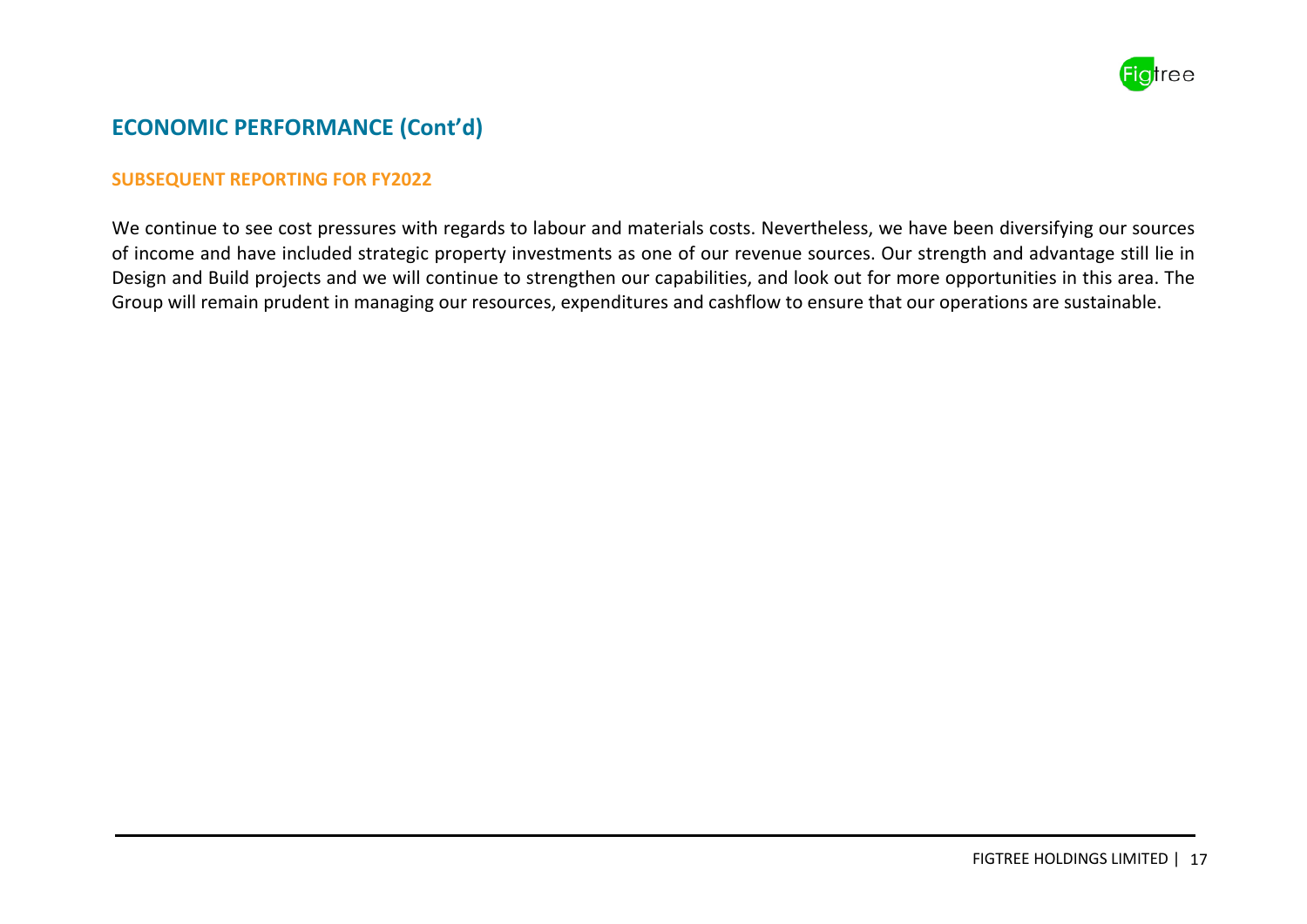## ECONOMIC PERFORMANCE (Cont'd)

### SUBSEQUENT REPORTING FOR FY2022

We continue to see cost pressures with regards to labour and materials costs. Nevertheless, we have been diversifying our sources of income and have included strategic property investments as one of our revenue sources. Our strength and advantage still lie in Design and Build projects and we will continue to strengthen our capabilities, and look out for more opportunities in this area. The Group will remain prudent in managing our resources, expenditures and cashflow to ensure that our operations are sustainable.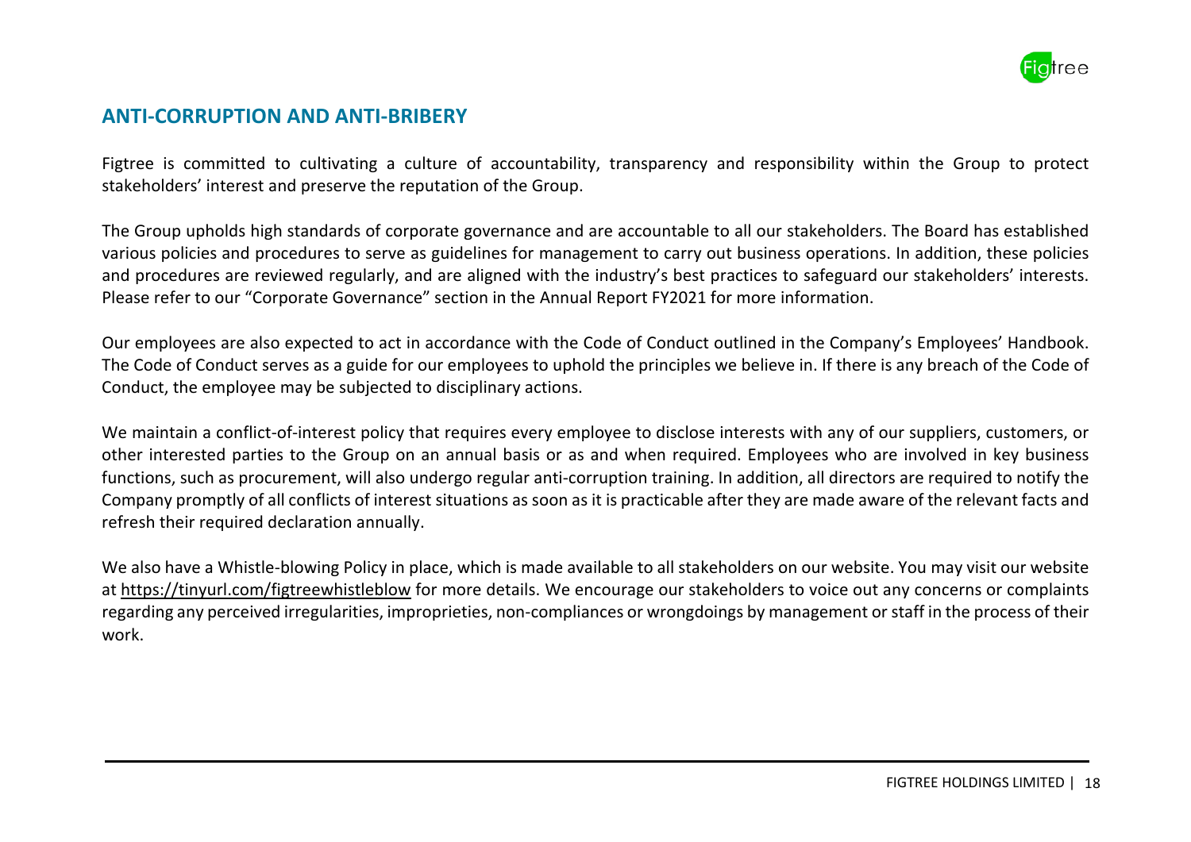## ANTI-CORRUPTION AND ANTI-BRIBERY

Figtree is committed to cultivating a culture of accountability, transparency and responsibility within the Group to protect stakeholders' interest and preserve the reputation of the Group.

The Group upholds high standards of corporate governance and are accountable to all our stakeholders. The Board has established various policies and procedures to serve as guidelines for management to carry out business operations. In addition, these policies and procedures are reviewed regularly, and are aligned with the industry's best practices to safeguard our stakeholders' interests. Please refer to our "Corporate Governance" section in the Annual Report FY2021 for more information.

Our employees are also expected to act in accordance with the Code of Conduct outlined in the Company's Employees' Handbook. The Code of Conduct serves as a guide for our employees to uphold the principles we believe in. If there is any breach of the Code of Conduct, the employee may be subjected to disciplinary actions.

We maintain a conflict-of-interest policy that requires every employee to disclose interests with any of our suppliers, customers, or other interested parties to the Group on an annual basis or as and when required. Employees who are involved in key business functions, such as procurement, will also undergo regular anti-corruption training. In addition, all directors are required to notify the Company promptly of all conflicts of interest situations as soon as it is practicable after they are made aware of the relevant facts and refresh their required declaration annually.

We also have a Whistle-blowing Policy in place, which is made available to all stakeholders on our website. You may visit our website at https://tinyurl.com/figtreewhistleblow for more details. We encourage our stakeholders to voice out any concerns or complaints regarding any perceived irregularities, improprieties, non-compliances or wrongdoings by management or staff in the process of their work.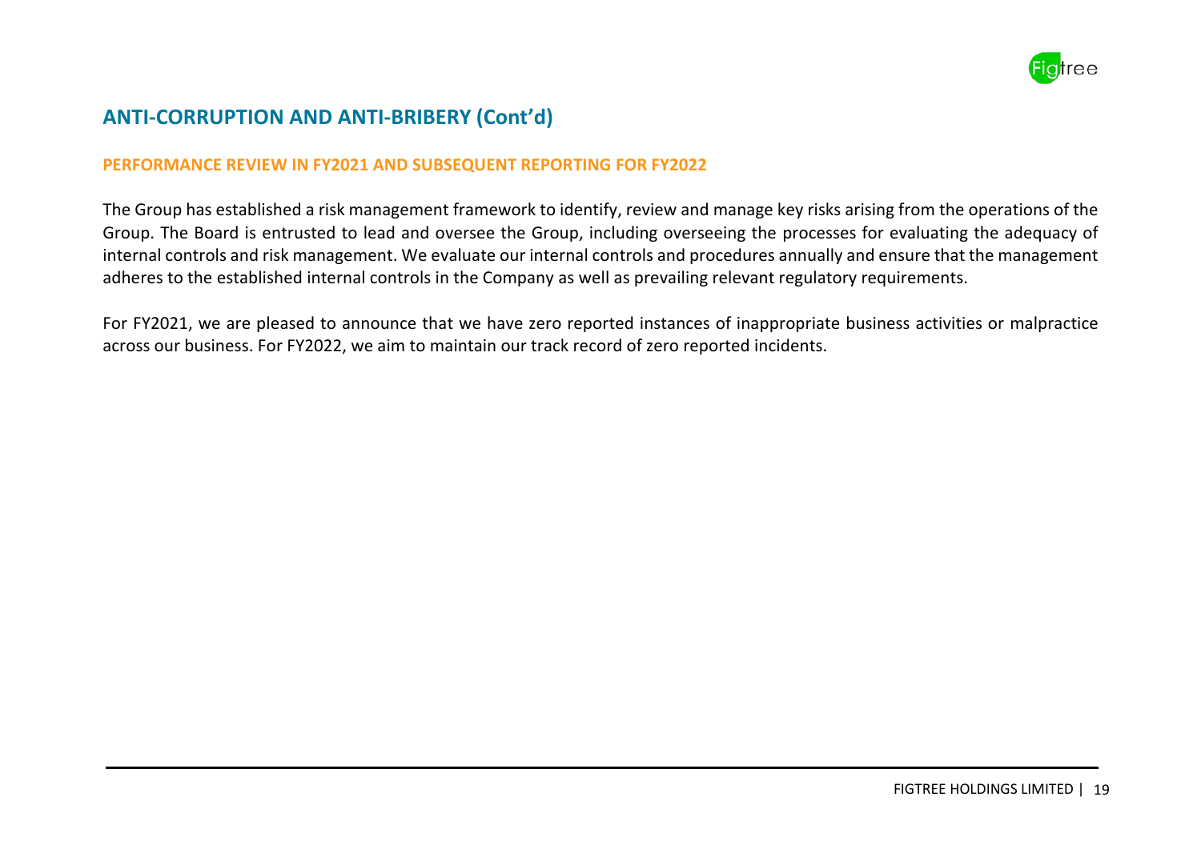## ANTI-CORRUPTION AND ANTI-BRIBERY (Cont'd)

### PERFORMANCE REVIEW IN FY2021 AND SUBSEQUENT REPORTING FOR FY2022

The Group has established a risk management framework to identify, review and manage key risks arising from the operations of the Group. The Board is entrusted to lead and oversee the Group, including overseeing the processes for evaluating the adequacy of internal controls and risk management. We evaluate our internal controls and procedures annually and ensure that the management adheres to the established internal controls in the Company as well as prevailing relevant regulatory requirements.

For FY2021, we are pleased to announce that we have zero reported instances of inappropriate business activities or malpractice across our business. For FY2022, we aim to maintain our track record of zero reported incidents.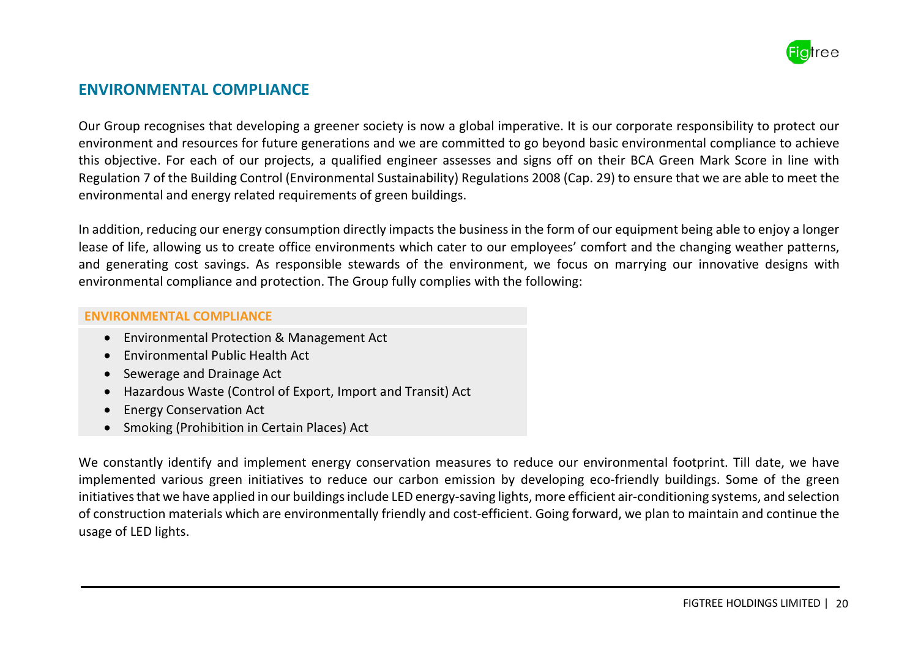## ENVIRONMENTAL COMPLIANCE

Our Group recognises that developing a greener society is now a global imperative. It is our corporate responsibility to protect our environment and resources for future generations and we are committed to go beyond basic environmental compliance to achieve this objective. For each of our projects, a qualified engineer assesses and signs off on their BCA Green Mark Score in line with Regulation 7 of the Building Control (Environmental Sustainability) Regulations 2008 (Cap. 29) to ensure that we are able to meet the environmental and energy related requirements of green buildings.

In addition, reducing our energy consumption directly impacts the business in the form of our equipment being able to enjoy a longer lease of life, allowing us to create office environments which cater to our employees' comfort and the changing weather patterns, and generating cost savings. As responsible stewards of the environment, we focus on marrying our innovative designs with environmental compliance and protection. The Group fully complies with the following:

**ENVIRONMENTAL COMPLIANCE**

- Environmental Protection & Management Act
- Environmental Public Health Act
- Sewerage and Drainage Act
- Hazardous Waste (Control of Export, Import and Transit) Act
- Energy Conservation Act
- Smoking (Prohibition in Certain Places) Act

We constantly identify and implement energy conservation measures to reduce our environmental footprint. Till date, we have implemented various green initiatives to reduce our carbon emission by developing eco-friendly buildings. Some of the green initiatives that we have applied in our buildings include LED energy-saving lights, more efficient air-conditioning systems, and selection of construction materials which are environmentally friendly and cost-efficient. Going forward, we plan to maintain and continue the usage of LED lights.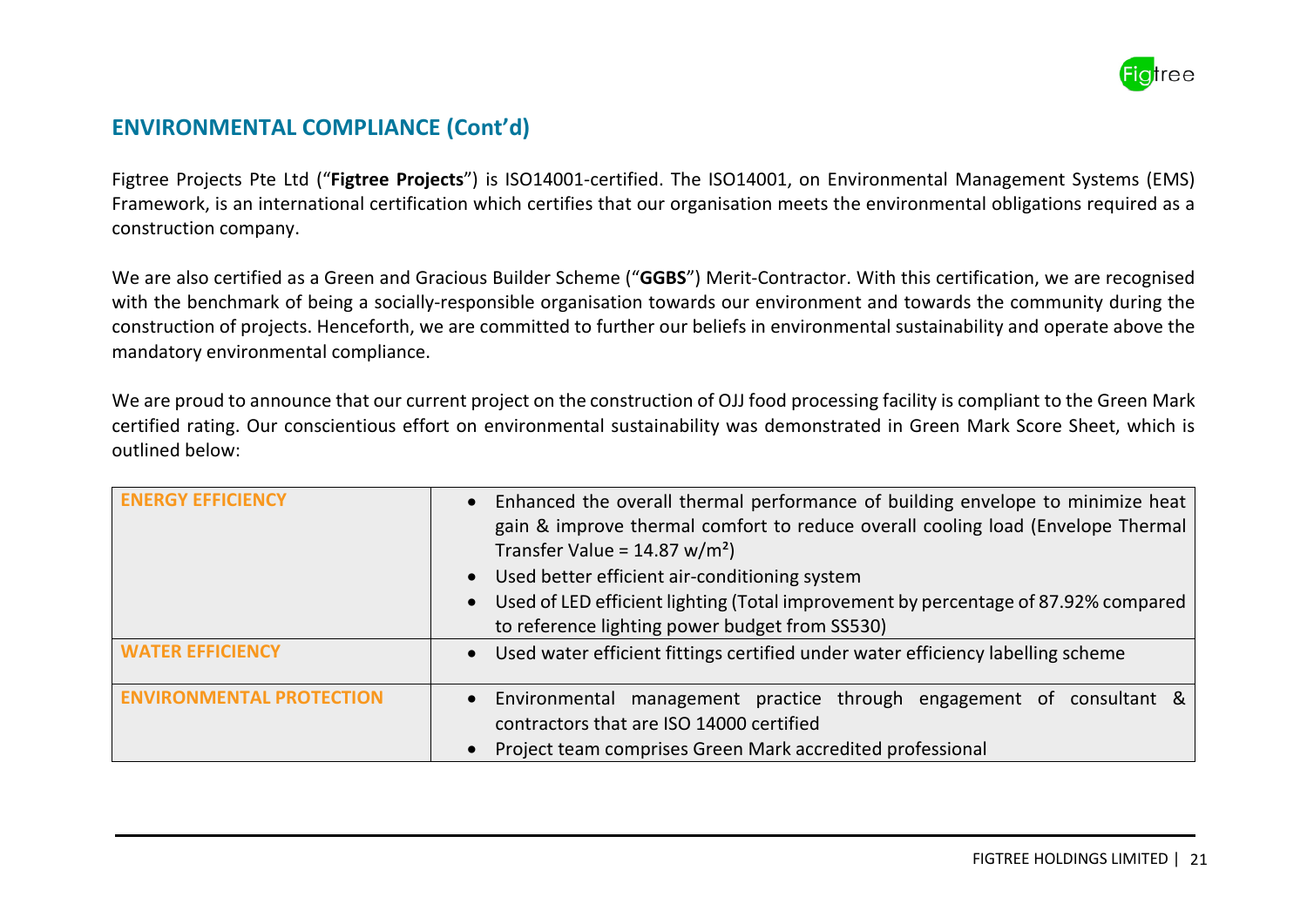## ENVIRONMENTAL COMPLIANCE (Cont'd)

Figtree Projects Pte Ltd ("**Figtree Projects**") is ISO14001-certified. The ISO14001, on Environmental Management Systems (EMS) Framework, is an international certification which certifies that our organisation meets the environmental obligations required as a construction company.

We are also certified as a Green and Gracious Builder Scheme ("**GGBS**") Merit-Contractor. With this certification, we are recognised with the benchmark of being a socially-responsible organisation towards our environment and towards the community during the construction of projects. Henceforth, we are committed to further our beliefs in environmental sustainability and operate above the mandatory environmental compliance.

We are proud to announce that our current project on the construction of OJJ food processing facility is compliant to the Green Mark certified rating. Our conscientious effort on environmental sustainability was demonstrated in Green Mark Score Sheet, which is outlined below:

| | |
|---|---|
| **ENERGY EFFICIENCY** | • Enhanced the overall thermal performance of building envelope to minimize heat gain & improve thermal comfort to reduce overall cooling load (Envelope Thermal Transfer Value = 14.87 w/m²)<br>• Used better efficient air-conditioning system<br>• Used of LED efficient lighting (Total improvement by percentage of 87.92% compared to reference lighting power budget from SS530) |
| **WATER EFFICIENCY** | • Used water efficient fittings certified under water efficiency labelling scheme |
| **ENVIRONMENTAL PROTECTION** | • Environmental management practice through engagement of consultant & contractors that are ISO 14000 certified<br>• Project team comprises Green Mark accredited professional |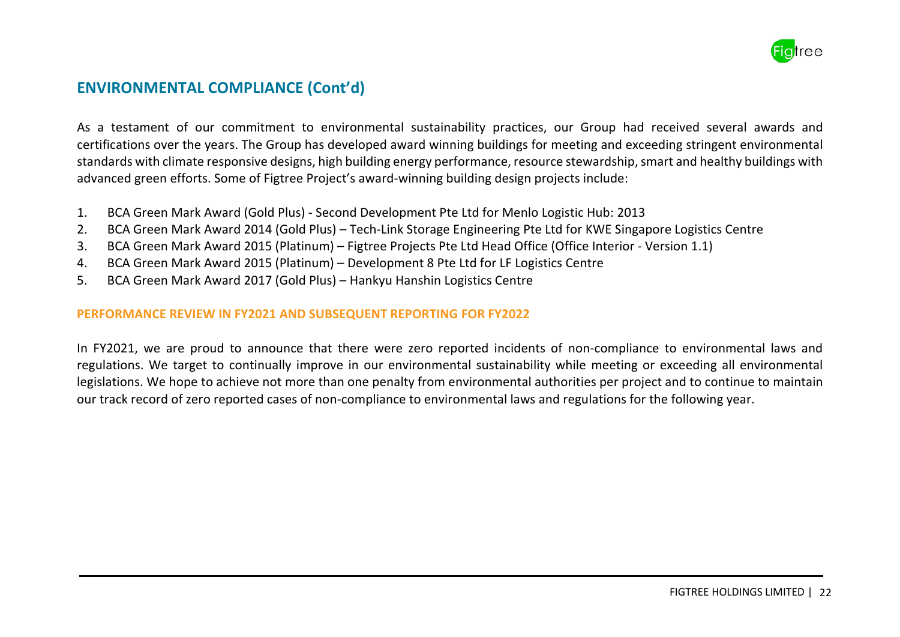## ENVIRONMENTAL COMPLIANCE (Cont'd)

As a testament of our commitment to environmental sustainability practices, our Group had received several awards and certifications over the years. The Group has developed award winning buildings for meeting and exceeding stringent environmental standards with climate responsive designs, high building energy performance, resource stewardship, smart and healthy buildings with advanced green efforts. Some of Figtree Project's award-winning building design projects include:

1. BCA Green Mark Award (Gold Plus) - Second Development Pte Ltd for Menlo Logistic Hub: 2013
2. BCA Green Mark Award 2014 (Gold Plus) – Tech-Link Storage Engineering Pte Ltd for KWE Singapore Logistics Centre
3. BCA Green Mark Award 2015 (Platinum) – Figtree Projects Pte Ltd Head Office (Office Interior - Version 1.1)
4. BCA Green Mark Award 2015 (Platinum) – Development 8 Pte Ltd for LF Logistics Centre
5. BCA Green Mark Award 2017 (Gold Plus) – Hankyu Hanshin Logistics Centre

### PERFORMANCE REVIEW IN FY2021 AND SUBSEQUENT REPORTING FOR FY2022

In FY2021, we are proud to announce that there were zero reported incidents of non-compliance to environmental laws and regulations. We target to continually improve in our environmental sustainability while meeting or exceeding all environmental legislations. We hope to achieve not more than one penalty from environmental authorities per project and to continue to maintain our track record of zero reported cases of non-compliance to environmental laws and regulations for the following year.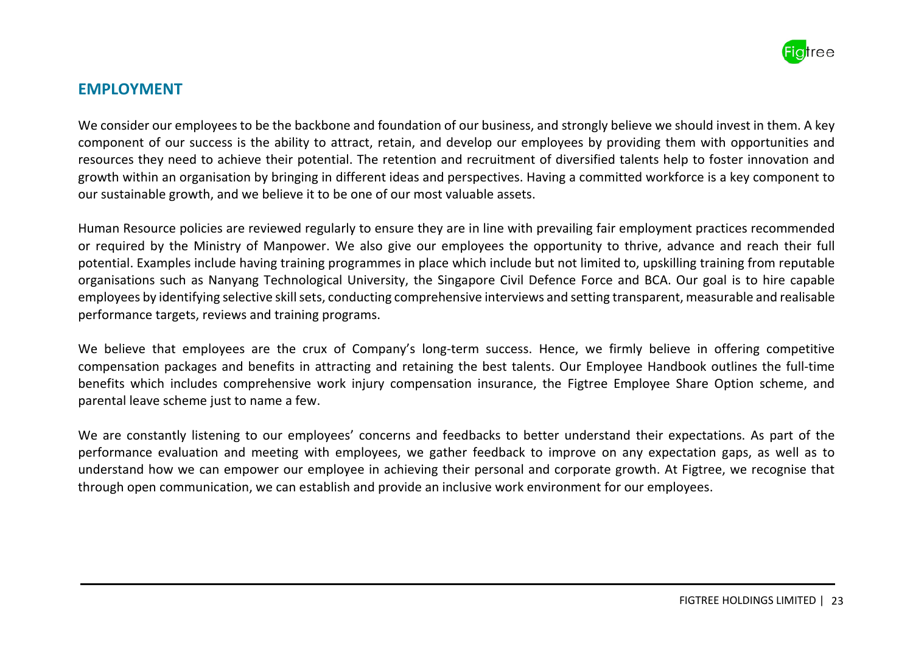## EMPLOYMENT

We consider our employees to be the backbone and foundation of our business, and strongly believe we should invest in them. A key component of our success is the ability to attract, retain, and develop our employees by providing them with opportunities and resources they need to achieve their potential. The retention and recruitment of diversified talents help to foster innovation and growth within an organisation by bringing in different ideas and perspectives. Having a committed workforce is a key component to our sustainable growth, and we believe it to be one of our most valuable assets.

Human Resource policies are reviewed regularly to ensure they are in line with prevailing fair employment practices recommended or required by the Ministry of Manpower. We also give our employees the opportunity to thrive, advance and reach their full potential. Examples include having training programmes in place which include but not limited to, upskilling training from reputable organisations such as Nanyang Technological University, the Singapore Civil Defence Force and BCA. Our goal is to hire capable employees by identifying selective skill sets, conducting comprehensive interviews and setting transparent, measurable and realisable performance targets, reviews and training programs.

We believe that employees are the crux of Company's long-term success. Hence, we firmly believe in offering competitive compensation packages and benefits in attracting and retaining the best talents. Our Employee Handbook outlines the full-time benefits which includes comprehensive work injury compensation insurance, the Figtree Employee Share Option scheme, and parental leave scheme just to name a few.

We are constantly listening to our employees' concerns and feedbacks to better understand their expectations. As part of the performance evaluation and meeting with employees, we gather feedback to improve on any expectation gaps, as well as to understand how we can empower our employee in achieving their personal and corporate growth. At Figtree, we recognise that through open communication, we can establish and provide an inclusive work environment for our employees.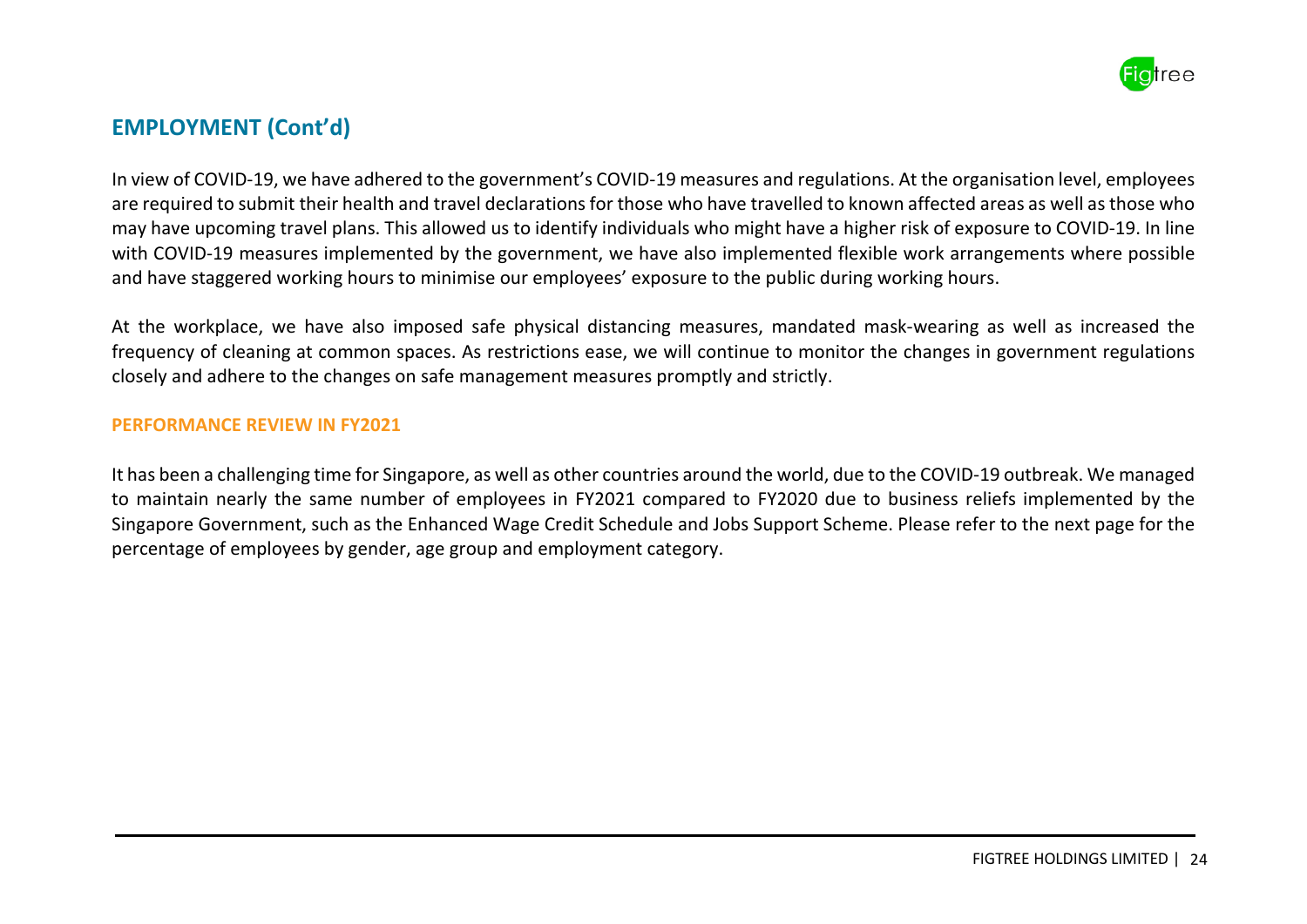## EMPLOYMENT (Cont'd)

In view of COVID-19, we have adhered to the government's COVID-19 measures and regulations. At the organisation level, employees are required to submit their health and travel declarations for those who have travelled to known affected areas as well as those who may have upcoming travel plans. This allowed us to identify individuals who might have a higher risk of exposure to COVID-19. In line with COVID-19 measures implemented by the government, we have also implemented flexible work arrangements where possible and have staggered working hours to minimise our employees' exposure to the public during working hours.

At the workplace, we have also imposed safe physical distancing measures, mandated mask-wearing as well as increased the frequency of cleaning at common spaces. As restrictions ease, we will continue to monitor the changes in government regulations closely and adhere to the changes on safe management measures promptly and strictly.

### PERFORMANCE REVIEW IN FY2021

It has been a challenging time for Singapore, as well as other countries around the world, due to the COVID-19 outbreak. We managed to maintain nearly the same number of employees in FY2021 compared to FY2020 due to business reliefs implemented by the Singapore Government, such as the Enhanced Wage Credit Schedule and Jobs Support Scheme. Please refer to the next page for the percentage of employees by gender, age group and employment category.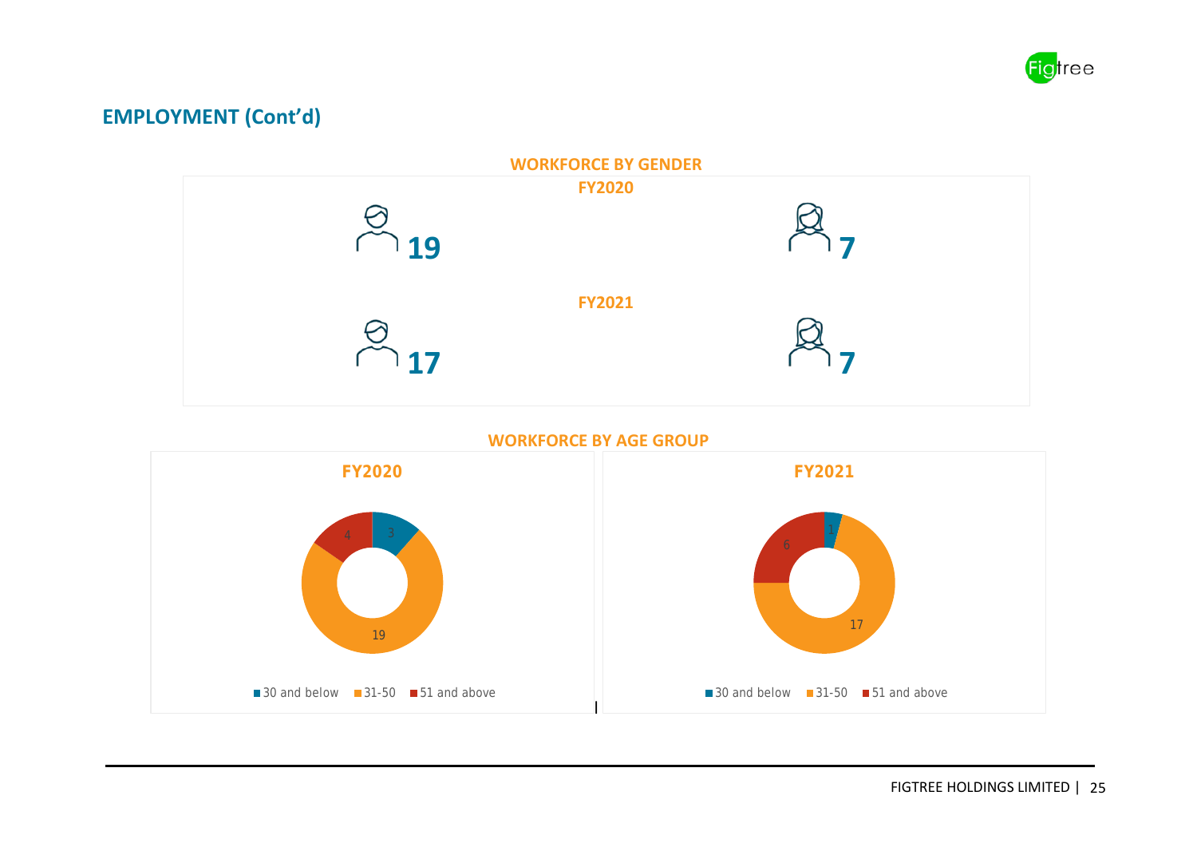## EMPLOYMENT (Cont'd)

### WORKFORCE BY GENDER

**FY2020**

| Male | Female |
|---|---|
| 19 | 7 |

**FY2021**

| Male | Female |
|---|---|
| 17 | 7 |

### WORKFORCE BY AGE GROUP

**FY2020**

| 30 and below | 31-50 | 51 and above |
|---|---|---|
| 3 | 19 | 4 |

**FY2021**

| 30 and below | 31-50 | 51 and above |
|---|---|---|
| 1 | 17 | 6 |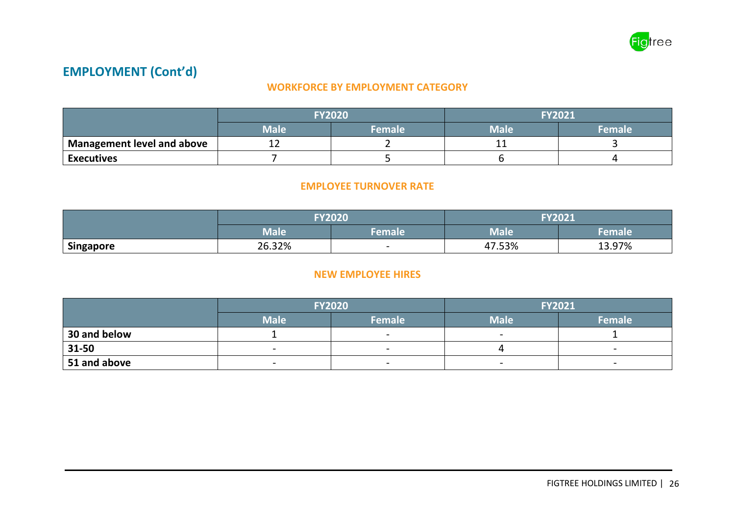## EMPLOYMENT (Cont'd)

### WORKFORCE BY EMPLOYMENT CATEGORY

| | FY2020 | | FY2021 | |
|---|---|---|---|---|
| | Male | Female | Male | Female |
| Management level and above | 12 | 2 | 11 | 3 |
| Executives | 7 | 5 | 6 | 4 |

### EMPLOYEE TURNOVER RATE

| | FY2020 | | FY2021 | |
|---|---|---|---|---|
| | Male | Female | Male | Female |
| Singapore | 26.32% | - | 47.53% | 13.97% |

### NEW EMPLOYEE HIRES

| | FY2020 | | FY2021 | |
|---|---|---|---|---|
| | Male | Female | Male | Female |
| 30 and below | 1 | - | - | 1 |
| 31-50 | - | - | 4 | - |
| 51 and above | - | - | - | - |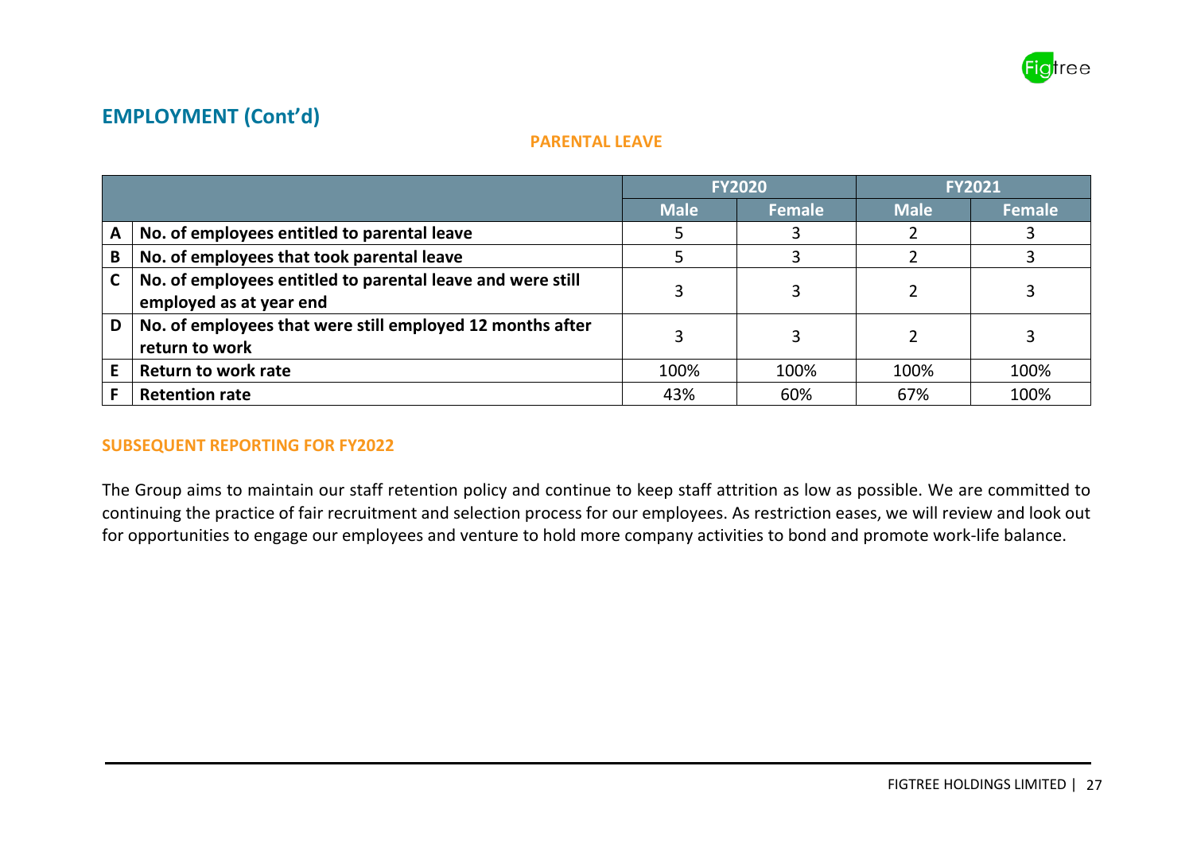## EMPLOYMENT (Cont'd)

### PARENTAL LEAVE

| | | FY2020 | | FY2021 | |
|---|---|---|---|---|---|
| | | Male | Female | Male | Female |
| A | No. of employees entitled to parental leave | 5 | 3 | 2 | 3 |
| B | No. of employees that took parental leave | 5 | 3 | 2 | 3 |
| C | No. of employees entitled to parental leave and were still employed as at year end | 3 | 3 | 2 | 3 |
| D | No. of employees that were still employed 12 months after return to work | 3 | 3 | 2 | 3 |
| E | Return to work rate | 100% | 100% | 100% | 100% |
| F | Retention rate | 43% | 60% | 67% | 100% |

### SUBSEQUENT REPORTING FOR FY2022

The Group aims to maintain our staff retention policy and continue to keep staff attrition as low as possible. We are committed to continuing the practice of fair recruitment and selection process for our employees. As restriction eases, we will review and look out for opportunities to engage our employees and venture to hold more company activities to bond and promote work-life balance.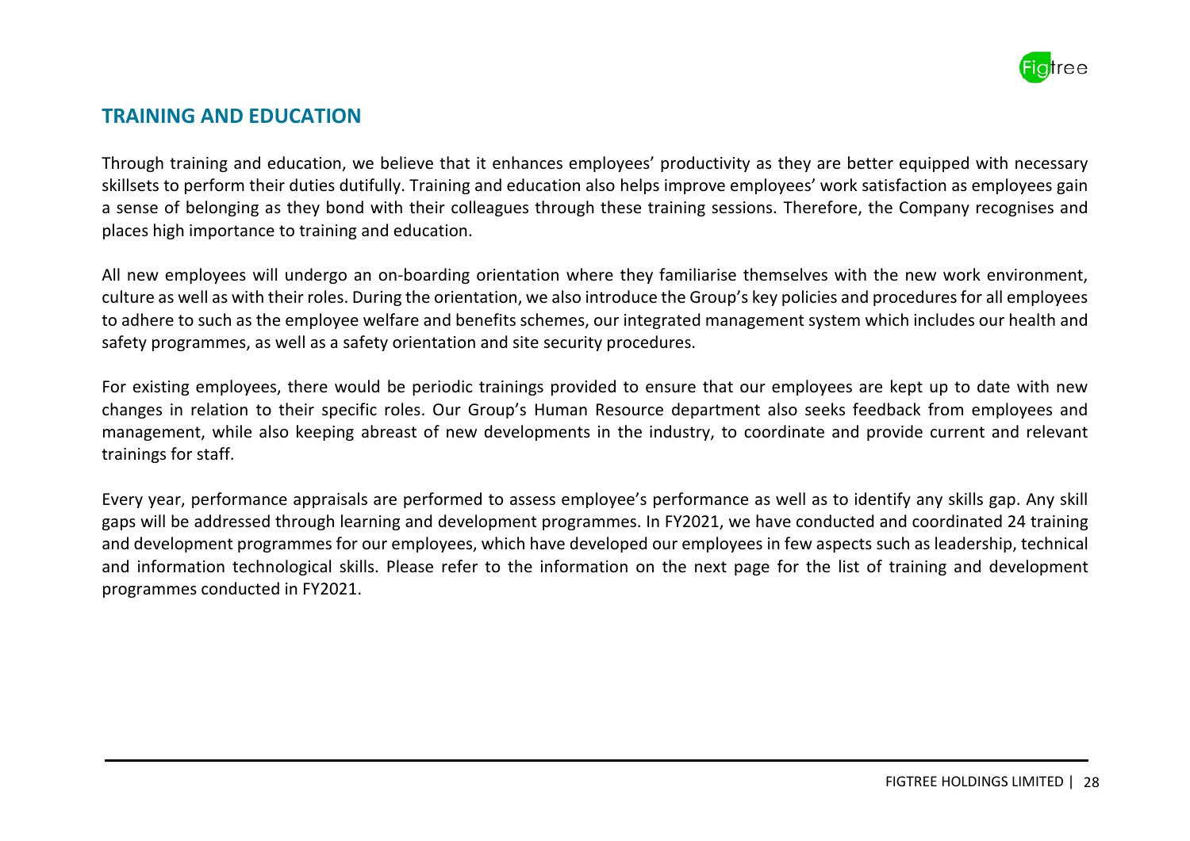## TRAINING AND EDUCATION

Through training and education, we believe that it enhances employees' productivity as they are better equipped with necessary skillsets to perform their duties dutifully. Training and education also helps improve employees' work satisfaction as employees gain a sense of belonging as they bond with their colleagues through these training sessions. Therefore, the Company recognises and places high importance to training and education.

All new employees will undergo an on-boarding orientation where they familiarise themselves with the new work environment, culture as well as with their roles. During the orientation, we also introduce the Group's key policies and procedures for all employees to adhere to such as the employee welfare and benefits schemes, our integrated management system which includes our health and safety programmes, as well as a safety orientation and site security procedures.

For existing employees, there would be periodic trainings provided to ensure that our employees are kept up to date with new changes in relation to their specific roles. Our Group's Human Resource department also seeks feedback from employees and management, while also keeping abreast of new developments in the industry, to coordinate and provide current and relevant trainings for staff.

Every year, performance appraisals are performed to assess employee's performance as well as to identify any skills gap. Any skill gaps will be addressed through learning and development programmes. In FY2021, we have conducted and coordinated 24 training and development programmes for our employees, which have developed our employees in few aspects such as leadership, technical and information technological skills. Please refer to the information on the next page for the list of training and development programmes conducted in FY2021.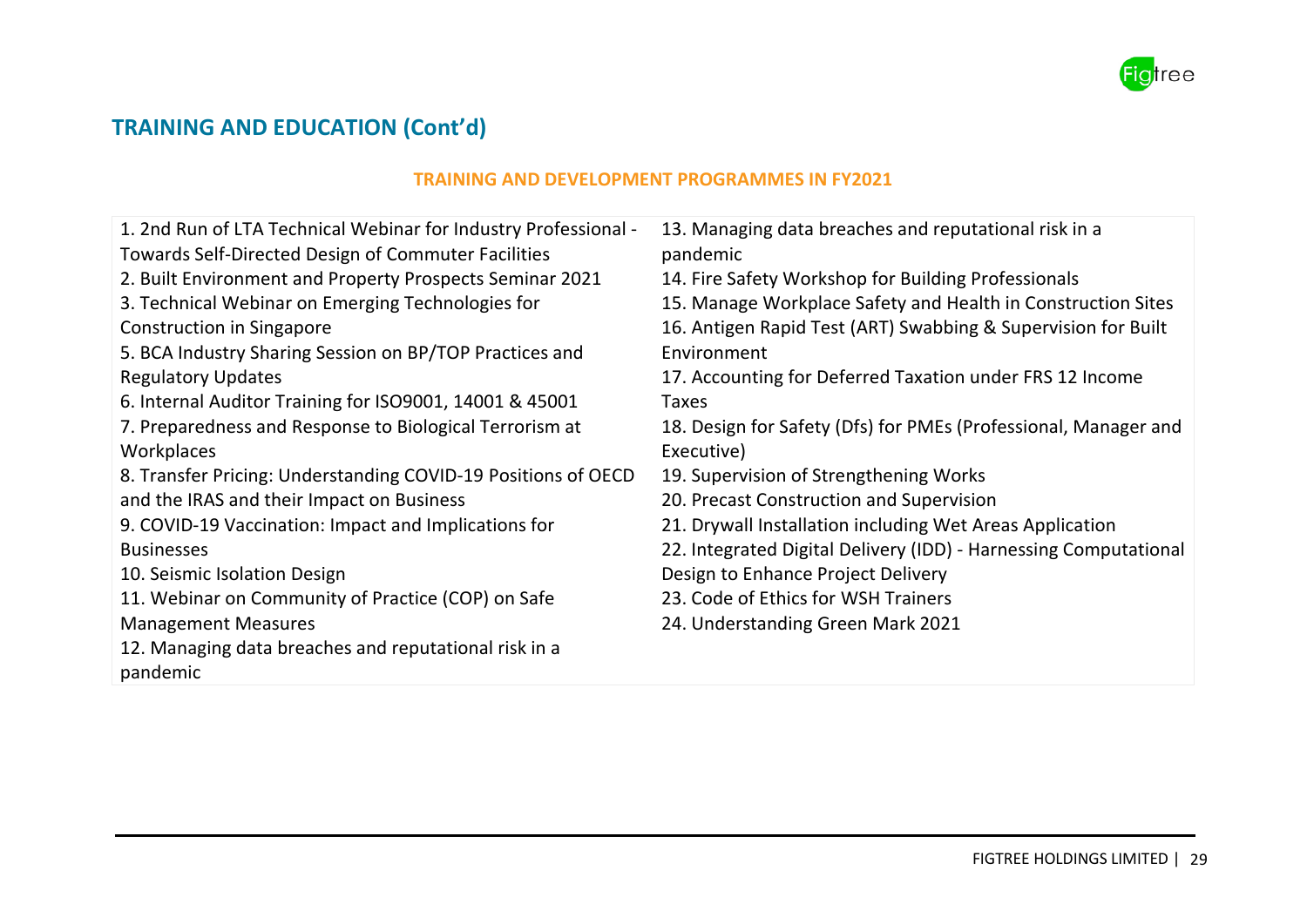## TRAINING AND EDUCATION (Cont'd)

### TRAINING AND DEVELOPMENT PROGRAMMES IN FY2021

1. 2nd Run of LTA Technical Webinar for Industry Professional - Towards Self-Directed Design of Commuter Facilities
2. Built Environment and Property Prospects Seminar 2021
3. Technical Webinar on Emerging Technologies for Construction in Singapore
5. BCA Industry Sharing Session on BP/TOP Practices and Regulatory Updates
6. Internal Auditor Training for ISO9001, 14001 & 45001
7. Preparedness and Response to Biological Terrorism at Workplaces
8. Transfer Pricing: Understanding COVID-19 Positions of OECD and the IRAS and their Impact on Business
9. COVID-19 Vaccination: Impact and Implications for Businesses
10. Seismic Isolation Design
11. Webinar on Community of Practice (COP) on Safe Management Measures
12. Managing data breaches and reputational risk in a pandemic
13. Managing data breaches and reputational risk in a pandemic
14. Fire Safety Workshop for Building Professionals
15. Manage Workplace Safety and Health in Construction Sites
16. Antigen Rapid Test (ART) Swabbing & Supervision for Built Environment
17. Accounting for Deferred Taxation under FRS 12 Income Taxes
18. Design for Safety (Dfs) for PMEs (Professional, Manager and Executive)
19. Supervision of Strengthening Works
20. Precast Construction and Supervision
21. Drywall Installation including Wet Areas Application
22. Integrated Digital Delivery (IDD) - Harnessing Computational Design to Enhance Project Delivery
23. Code of Ethics for WSH Trainers
24. Understanding Green Mark 2021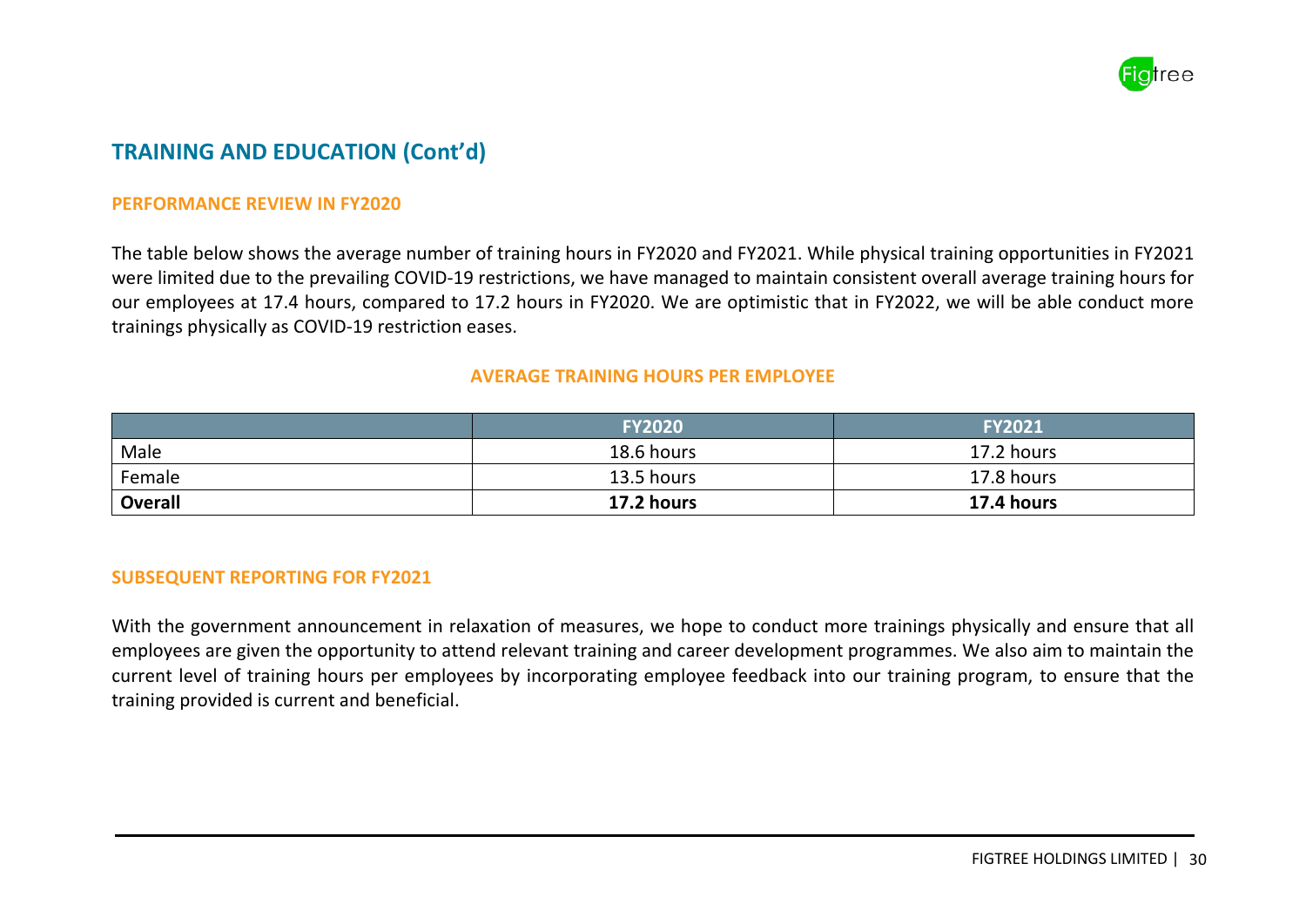## TRAINING AND EDUCATION (Cont'd)

### PERFORMANCE REVIEW IN FY2020

The table below shows the average number of training hours in FY2020 and FY2021. While physical training opportunities in FY2021 were limited due to the prevailing COVID-19 restrictions, we have managed to maintain consistent overall average training hours for our employees at 17.4 hours, compared to 17.2 hours in FY2020. We are optimistic that in FY2022, we will be able conduct more trainings physically as COVID-19 restriction eases.

**AVERAGE TRAINING HOURS PER EMPLOYEE**

| | FY2020 | FY2021 |
|---|---|---|
| Male | 18.6 hours | 17.2 hours |
| Female | 13.5 hours | 17.8 hours |
| **Overall** | **17.2 hours** | **17.4 hours** |

### SUBSEQUENT REPORTING FOR FY2021

With the government announcement in relaxation of measures, we hope to conduct more trainings physically and ensure that all employees are given the opportunity to attend relevant training and career development programmes. We also aim to maintain the current level of training hours per employees by incorporating employee feedback into our training program, to ensure that the training provided is current and beneficial.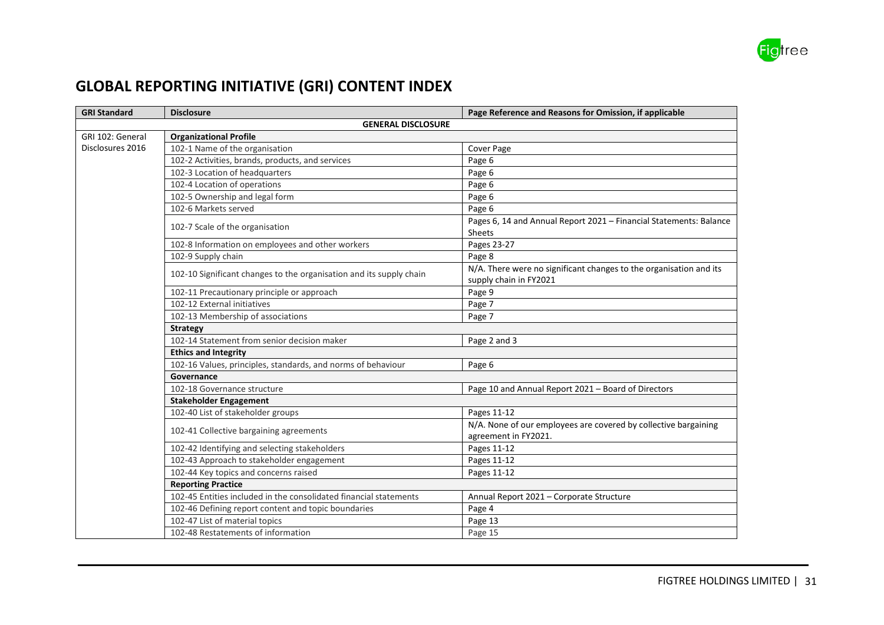# GLOBAL REPORTING INITIATIVE (GRI) CONTENT INDEX

| GRI Standard | Disclosure | Page Reference and Reasons for Omission, if applicable |
|---|---|---|
| | **GENERAL DISCLOSURE** | |
| GRI 102: General Disclosures 2016 | **Organizational Profile** | |
| | 102-1 Name of the organisation | Cover Page |
| | 102-2 Activities, brands, products, and services | Page 6 |
| | 102-3 Location of headquarters | Page 6 |
| | 102-4 Location of operations | Page 6 |
| | 102-5 Ownership and legal form | Page 6 |
| | 102-6 Markets served | Page 6 |
| | 102-7 Scale of the organisation | Pages 6, 14 and Annual Report 2021 – Financial Statements: Balance Sheets |
| | 102-8 Information on employees and other workers | Pages 23-27 |
| | 102-9 Supply chain | Page 8 |
| | 102-10 Significant changes to the organisation and its supply chain | N/A. There were no significant changes to the organisation and its supply chain in FY2021 |
| | 102-11 Precautionary principle or approach | Page 9 |
| | 102-12 External initiatives | Page 7 |
| | 102-13 Membership of associations | Page 7 |
| | **Strategy** | |
| | 102-14 Statement from senior decision maker | Page 2 and 3 |
| | **Ethics and Integrity** | |
| | 102-16 Values, principles, standards, and norms of behaviour | Page 6 |
| | **Governance** | |
| | 102-18 Governance structure | Page 10 and Annual Report 2021 – Board of Directors |
| | **Stakeholder Engagement** | |
| | 102-40 List of stakeholder groups | Pages 11-12 |
| | 102-41 Collective bargaining agreements | N/A. None of our employees are covered by collective bargaining agreement in FY2021. |
| | 102-42 Identifying and selecting stakeholders | Pages 11-12 |
| | 102-43 Approach to stakeholder engagement | Pages 11-12 |
| | 102-44 Key topics and concerns raised | Pages 11-12 |
| | **Reporting Practice** | |
| | 102-45 Entities included in the consolidated financial statements | Annual Report 2021 – Corporate Structure |
| | 102-46 Defining report content and topic boundaries | Page 4 |
| | 102-47 List of material topics | Page 13 |
| | 102-48 Restatements of information | Page 15 |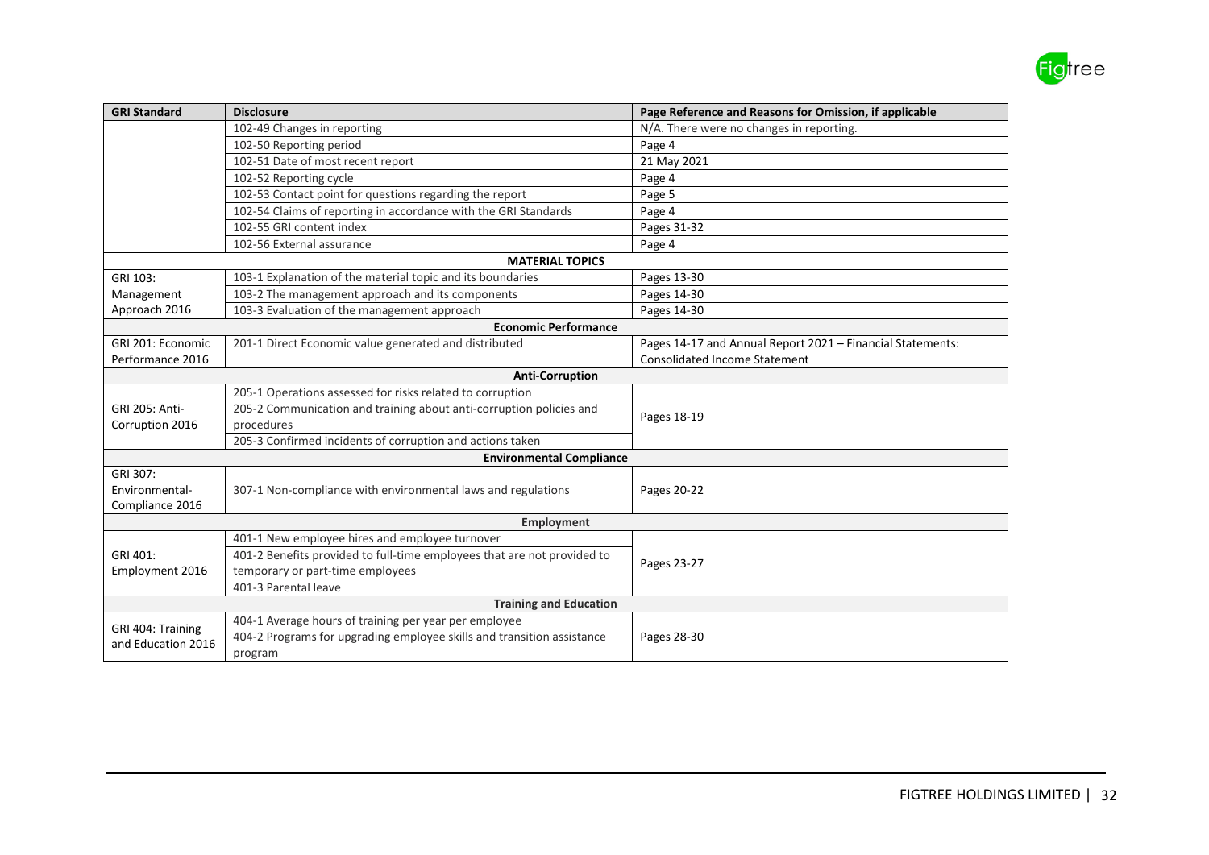| GRI Standard | Disclosure | Page Reference and Reasons for Omission, if applicable |
| --- | --- | --- |
| | 102-49 Changes in reporting | N/A. There were no changes in reporting. |
| | 102-50 Reporting period | Page 4 |
| | 102-51 Date of most recent report | 21 May 2021 |
| | 102-52 Reporting cycle | Page 4 |
| | 102-53 Contact point for questions regarding the report | Page 5 |
| | 102-54 Claims of reporting in accordance with the GRI Standards | Page 4 |
| | 102-55 GRI content index | Pages 31-32 |
| | 102-56 External assurance | Page 4 |
| **MATERIAL TOPICS** | | |
| GRI 103: Management Approach 2016 | 103-1 Explanation of the material topic and its boundaries | Pages 13-30 |
| | 103-2 The management approach and its components | Pages 14-30 |
| | 103-3 Evaluation of the management approach | Pages 14-30 |
| **Economic Performance** | | |
| GRI 201: Economic Performance 2016 | 201-1 Direct Economic value generated and distributed | Pages 14-17 and Annual Report 2021 – Financial Statements: Consolidated Income Statement |
| **Anti-Corruption** | | |
| GRI 205: Anti-Corruption 2016 | 205-1 Operations assessed for risks related to corruption | Pages 18-19 |
| | 205-2 Communication and training about anti-corruption policies and procedures | |
| | 205-3 Confirmed incidents of corruption and actions taken | |
| **Environmental Compliance** | | |
| GRI 307: Environmental-Compliance 2016 | 307-1 Non-compliance with environmental laws and regulations | Pages 20-22 |
| **Employment** | | |
| GRI 401: Employment 2016 | 401-1 New employee hires and employee turnover | Pages 23-27 |
| | 401-2 Benefits provided to full-time employees that are not provided to temporary or part-time employees | |
| | 401-3 Parental leave | |
| **Training and Education** | | |
| GRI 404: Training and Education 2016 | 404-1 Average hours of training per year per employee | Pages 28-30 |
| | 404-2 Programs for upgrading employee skills and transition assistance program | |